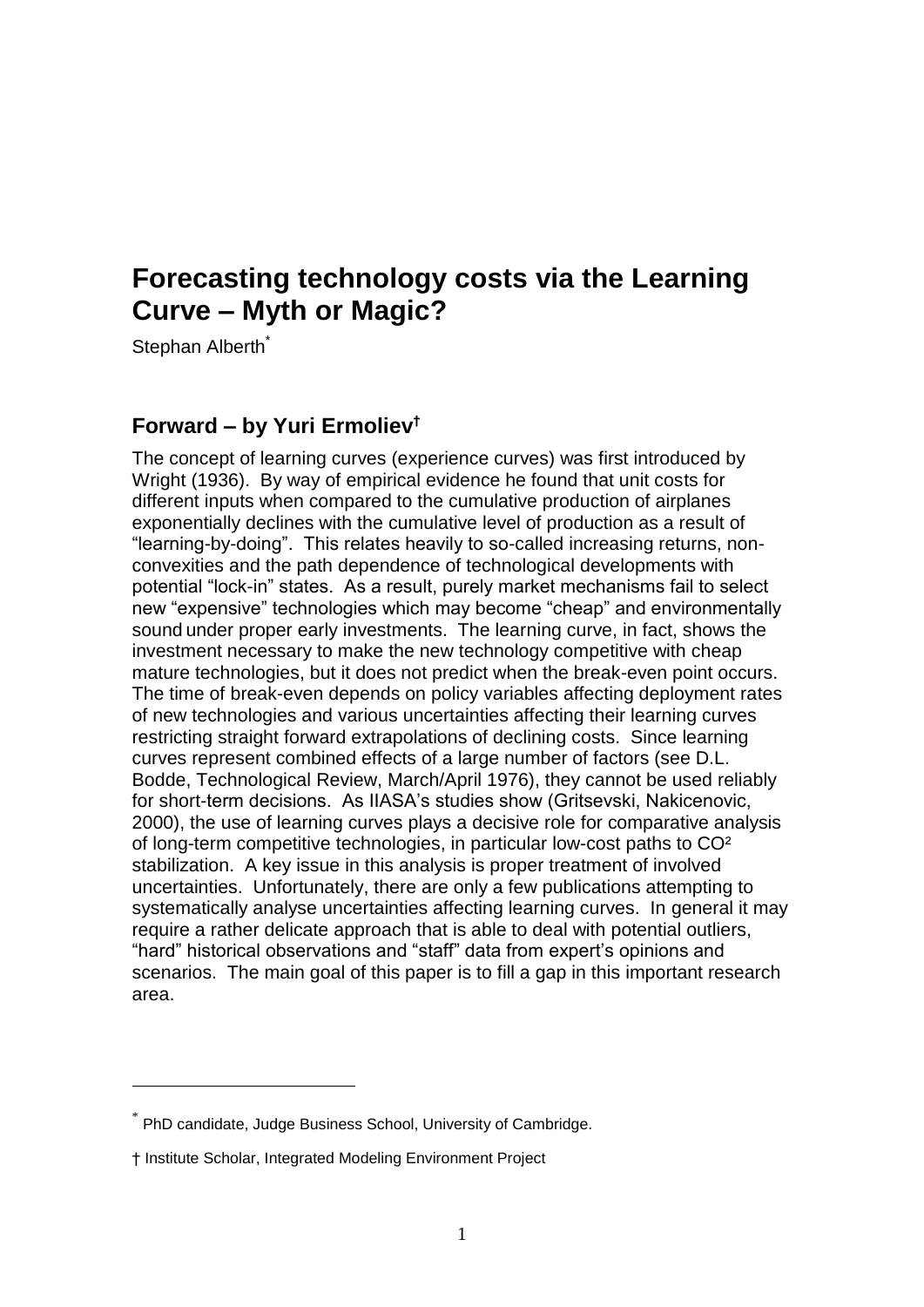# Forecasting technology costs via the Learning Curve – Myth or Magic?

Stephan Alberth[*]

## Forward – by Yuri Ermoliev[†]

The concept of learning curves (experience curves) was first introduced by Wright (1936). By way of empirical evidence he found that unit costs for different inputs when compared to the cumulative production of airplanes exponentially declines with the cumulative level of production as a result of "learning-by-doing". This relates heavily to so-called increasing returns, non-convexities and the path dependence of technological developments with potential "lock-in" states. As a result, purely market mechanisms fail to select new "expensive" technologies which may become "cheap" and environmentally sound under proper early investments. The learning curve, in fact, shows the investment necessary to make the new technology competitive with cheap mature technologies, but it does not predict when the break-even point occurs. The time of break-even depends on policy variables affecting deployment rates of new technologies and various uncertainties affecting their learning curves restricting straight forward extrapolations of declining costs. Since learning curves represent combined effects of a large number of factors (see D.L. Bodde, Technological Review, March/April 1976), they cannot be used reliably for short-term decisions. As IIASA's studies show (Gritsevski, Nakicenovic, 2000), the use of learning curves plays a decisive role for comparative analysis of long-term competitive technologies, in particular low-cost paths to $CO^2$ stabilization. A key issue in this analysis is proper treatment of involved uncertainties. Unfortunately, there are only a few publications attempting to systematically analyse uncertainties affecting learning curves. In general it may require a rather delicate approach that is able to deal with potential outliers, "hard" historical observations and "staff" data from expert's opinions and scenarios. The main goal of this paper is to fill a gap in this important research area.

---

[*] PhD candidate, Judge Business School, University of Cambridge.

[†] Institute Scholar, Integrated Modeling Environment Project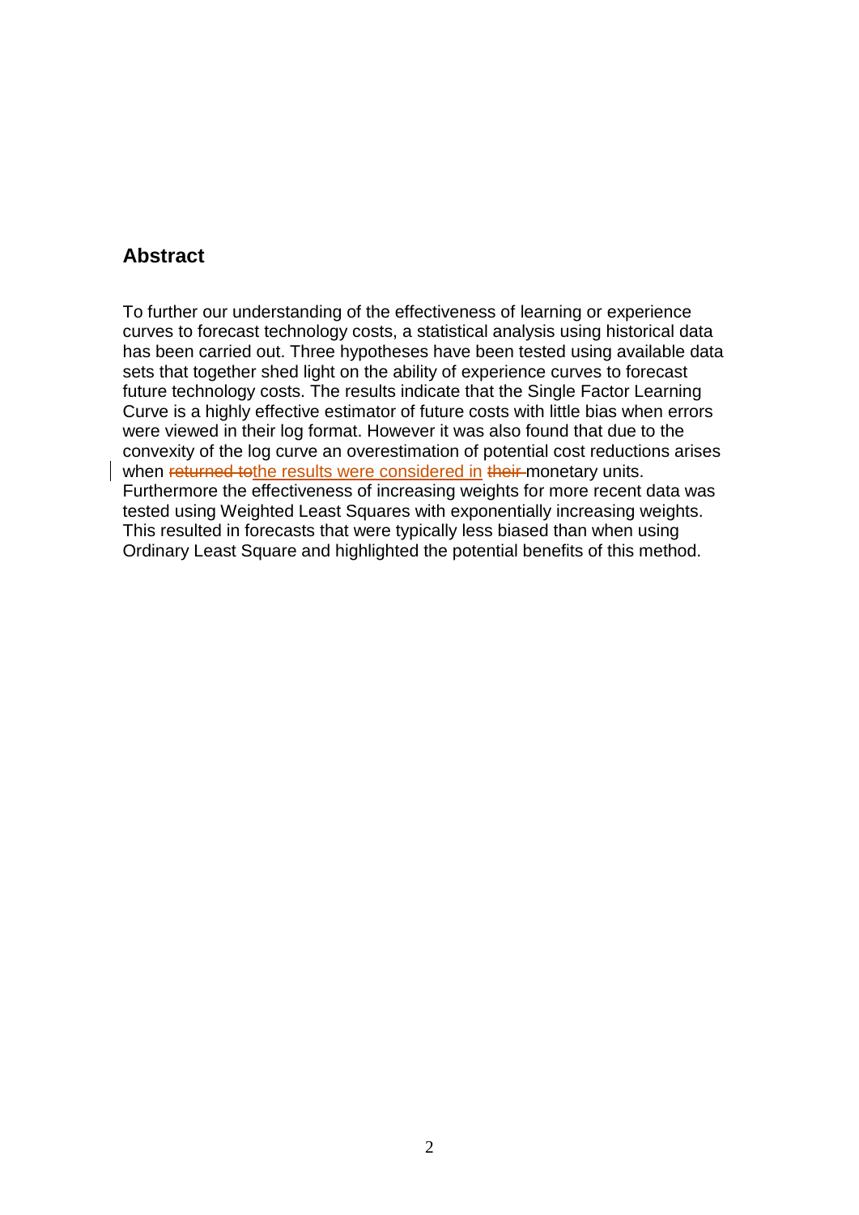## Abstract

To further our understanding of the effectiveness of learning or experience curves to forecast technology costs, a statistical analysis using historical data has been carried out. Three hypotheses have been tested using available data sets that together shed light on the ability of experience curves to forecast future technology costs. The results indicate that the Single Factor Learning Curve is a highly effective estimator of future costs with little bias when errors were viewed in their log format. However it was also found that due to the convexity of the log curve an overestimation of potential cost reductions arises when the results were considered in monetary units. Furthermore the effectiveness of increasing weights for more recent data was tested using Weighted Least Squares with exponentially increasing weights. This resulted in forecasts that were typically less biased than when using Ordinary Least Square and highlighted the potential benefits of this method.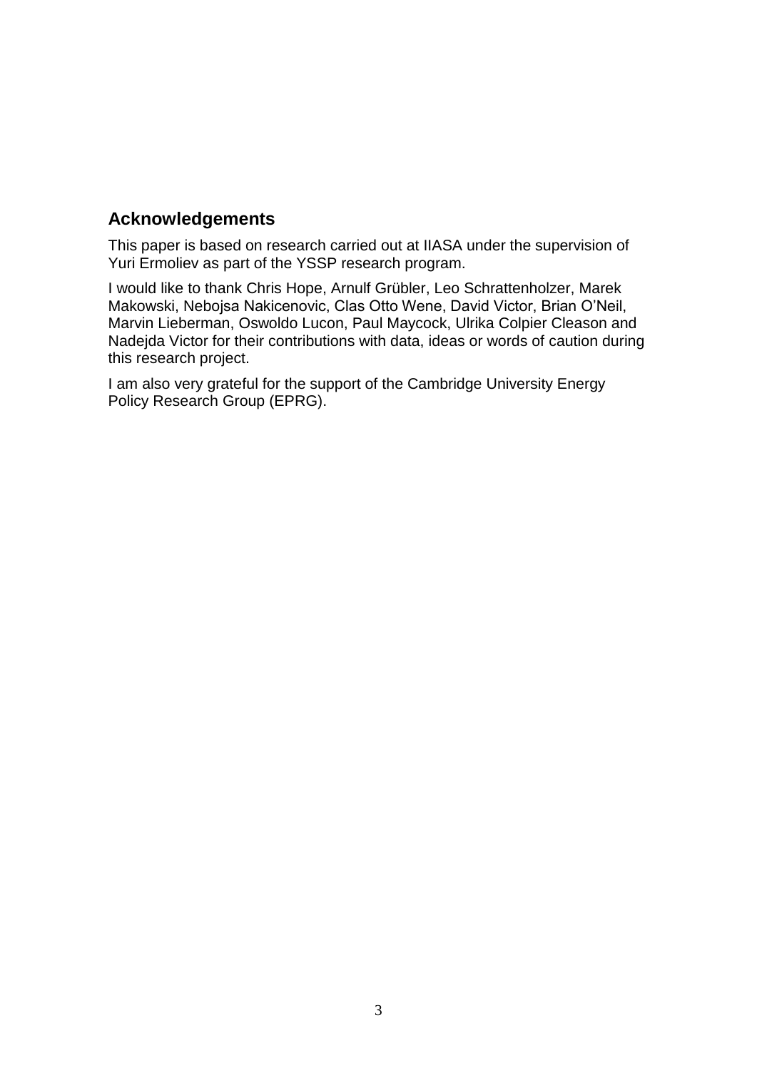## Acknowledgements

This paper is based on research carried out at IIASA under the supervision of Yuri Ermoliev as part of the YSSP research program.

I would like to thank Chris Hope, Arnulf Grübler, Leo Schrattenholzer, Marek Makowski, Nebojsa Nakicenovic, Clas Otto Wene, David Victor, Brian O'Neil, Marvin Lieberman, Oswoldo Lucon, Paul Maycock, Ulrika Colpier Cleason and Nadejda Victor for their contributions with data, ideas or words of caution during this research project.

I am also very grateful for the support of the Cambridge University Energy Policy Research Group (EPRG).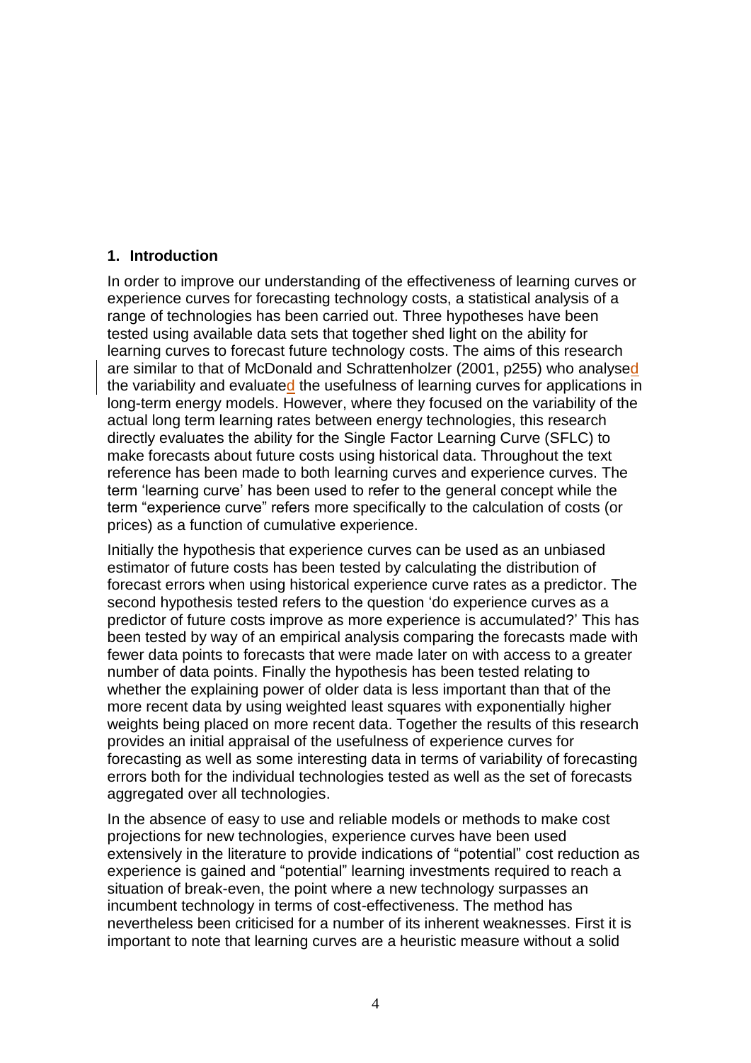## 1. Introduction

In order to improve our understanding of the effectiveness of learning curves or experience curves for forecasting technology costs, a statistical analysis of a range of technologies has been carried out. Three hypotheses have been tested using available data sets that together shed light on the ability for learning curves to forecast future technology costs. The aims of this research are similar to that of McDonald and Schrattenholzer (2001, p255) who analysed the variability and evaluated the usefulness of learning curves for applications in long-term energy models. However, where they focused on the variability of the actual long term learning rates between energy technologies, this research directly evaluates the ability for the Single Factor Learning Curve (SFLC) to make forecasts about future costs using historical data. Throughout the text reference has been made to both learning curves and experience curves. The term 'learning curve' has been used to refer to the general concept while the term "experience curve" refers more specifically to the calculation of costs (or prices) as a function of cumulative experience.

Initially the hypothesis that experience curves can be used as an unbiased estimator of future costs has been tested by calculating the distribution of forecast errors when using historical experience curve rates as a predictor. The second hypothesis tested refers to the question 'do experience curves as a predictor of future costs improve as more experience is accumulated?' This has been tested by way of an empirical analysis comparing the forecasts made with fewer data points to forecasts that were made later on with access to a greater number of data points. Finally the hypothesis has been tested relating to whether the explaining power of older data is less important than that of the more recent data by using weighted least squares with exponentially higher weights being placed on more recent data. Together the results of this research provides an initial appraisal of the usefulness of experience curves for forecasting as well as some interesting data in terms of variability of forecasting errors both for the individual technologies tested as well as the set of forecasts aggregated over all technologies.

In the absence of easy to use and reliable models or methods to make cost projections for new technologies, experience curves have been used extensively in the literature to provide indications of "potential" cost reduction as experience is gained and "potential" learning investments required to reach a situation of break-even, the point where a new technology surpasses an incumbent technology in terms of cost-effectiveness. The method has nevertheless been criticised for a number of its inherent weaknesses. First it is important to note that learning curves are a heuristic measure without a solid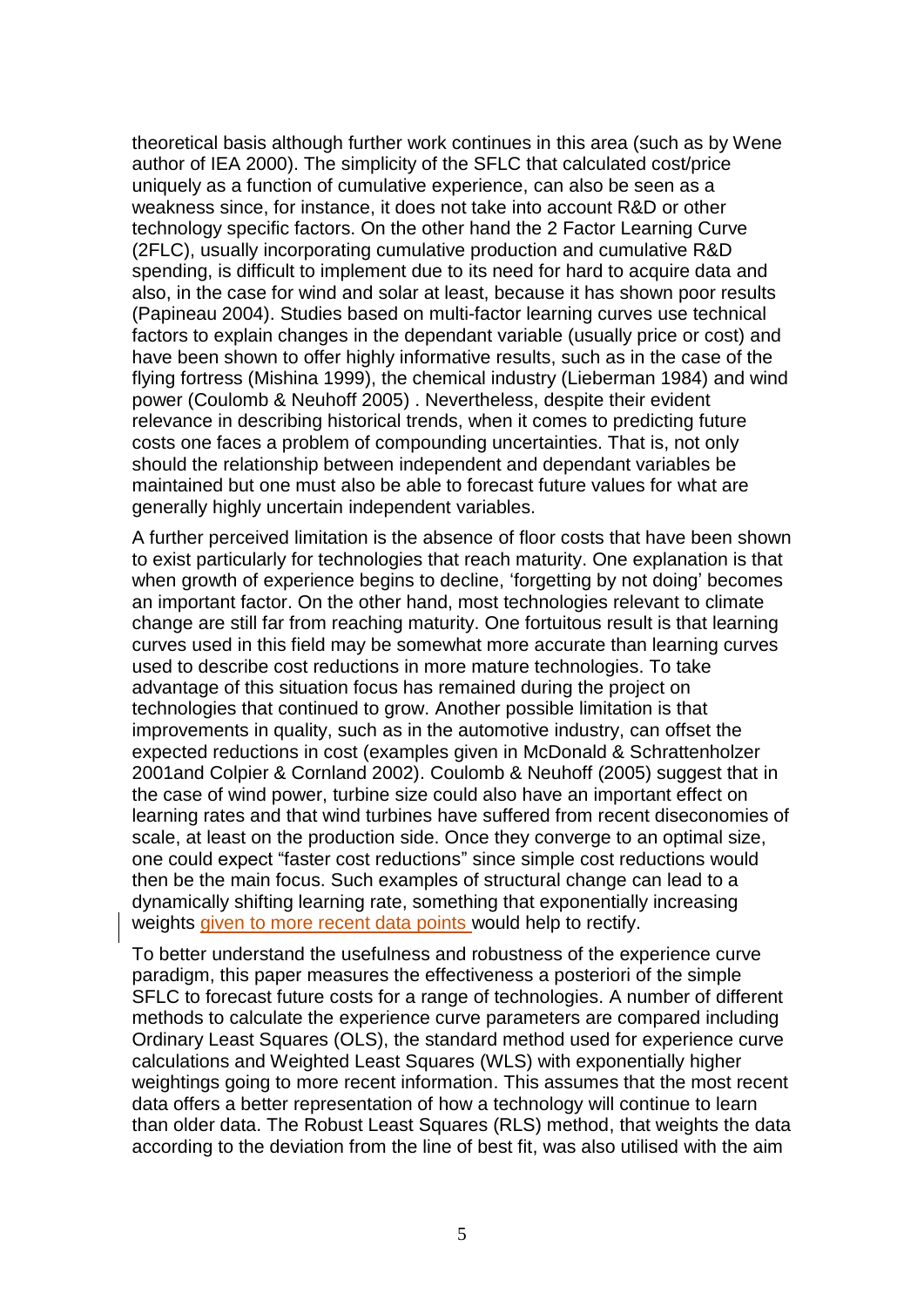theoretical basis although further work continues in this area (such as by Wene author of IEA 2000). The simplicity of the SFLC that calculated cost/price uniquely as a function of cumulative experience, can also be seen as a weakness since, for instance, it does not take into account R&D or other technology specific factors. On the other hand the 2 Factor Learning Curve (2FLC), usually incorporating cumulative production and cumulative R&D spending, is difficult to implement due to its need for hard to acquire data and also, in the case for wind and solar at least, because it has shown poor results (Papineau 2004). Studies based on multi-factor learning curves use technical factors to explain changes in the dependant variable (usually price or cost) and have been shown to offer highly informative results, such as in the case of the flying fortress (Mishina 1999), the chemical industry (Lieberman 1984) and wind power (Coulomb & Neuhoff 2005) . Nevertheless, despite their evident relevance in describing historical trends, when it comes to predicting future costs one faces a problem of compounding uncertainties. That is, not only should the relationship between independent and dependant variables be maintained but one must also be able to forecast future values for what are generally highly uncertain independent variables.

A further perceived limitation is the absence of floor costs that have been shown to exist particularly for technologies that reach maturity. One explanation is that when growth of experience begins to decline, 'forgetting by not doing' becomes an important factor. On the other hand, most technologies relevant to climate change are still far from reaching maturity. One fortuitous result is that learning curves used in this field may be somewhat more accurate than learning curves used to describe cost reductions in more mature technologies. To take advantage of this situation focus has remained during the project on technologies that continued to grow. Another possible limitation is that improvements in quality, such as in the automotive industry, can offset the expected reductions in cost (examples given in McDonald & Schrattenholzer 2001and Colpier & Cornland 2002). Coulomb & Neuhoff (2005) suggest that in the case of wind power, turbine size could also have an important effect on learning rates and that wind turbines have suffered from recent diseconomies of scale, at least on the production side. Once they converge to an optimal size, one could expect "faster cost reductions" since simple cost reductions would then be the main focus. Such examples of structural change can lead to a dynamically shifting learning rate, something that exponentially increasing weights given to more recent data points would help to rectify.

To better understand the usefulness and robustness of the experience curve paradigm, this paper measures the effectiveness a posteriori of the simple SFLC to forecast future costs for a range of technologies. A number of different methods to calculate the experience curve parameters are compared including Ordinary Least Squares (OLS), the standard method used for experience curve calculations and Weighted Least Squares (WLS) with exponentially higher weightings going to more recent information. This assumes that the most recent data offers a better representation of how a technology will continue to learn than older data. The Robust Least Squares (RLS) method, that weights the data according to the deviation from the line of best fit, was also utilised with the aim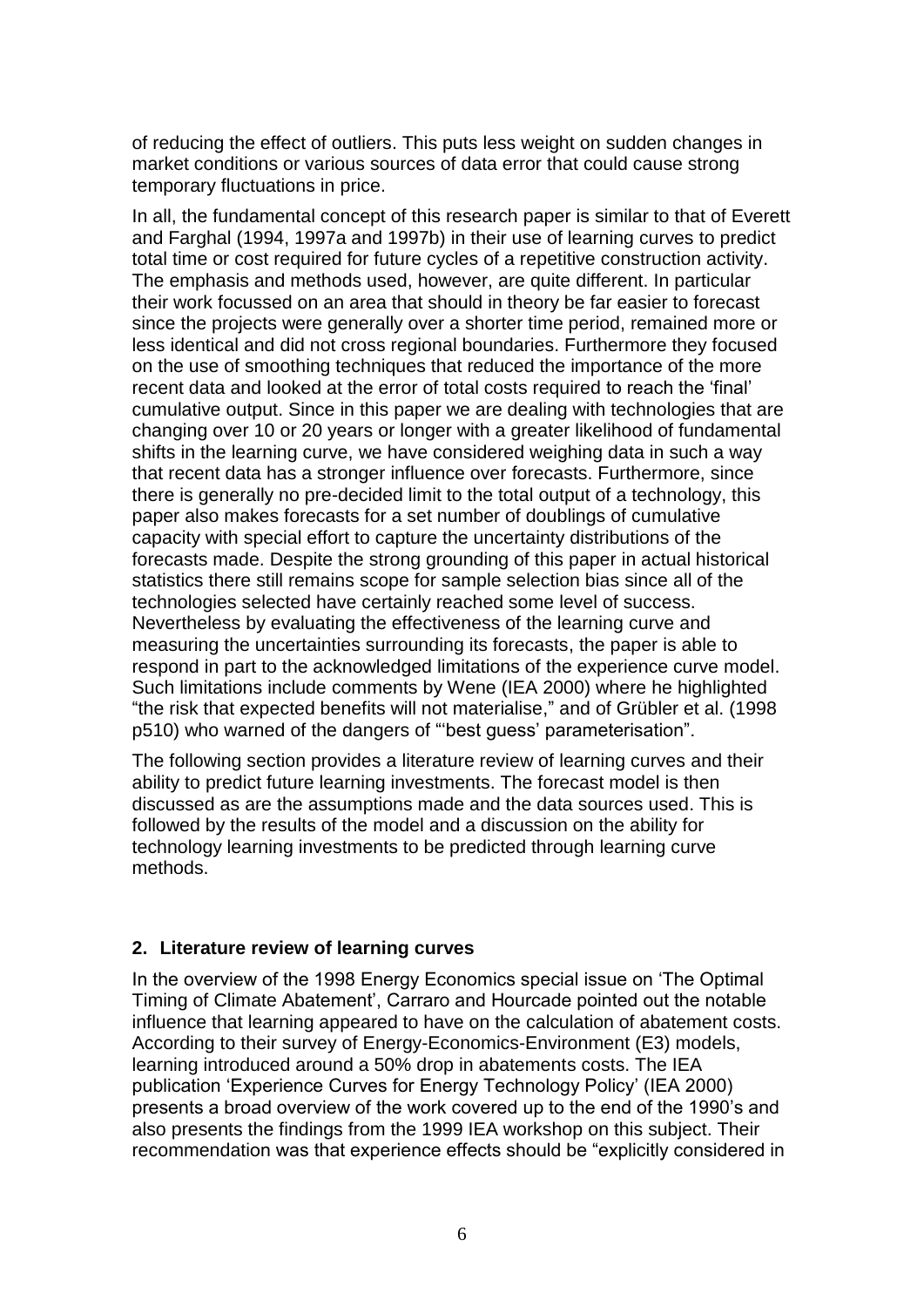of reducing the effect of outliers. This puts less weight on sudden changes in market conditions or various sources of data error that could cause strong temporary fluctuations in price.

In all, the fundamental concept of this research paper is similar to that of Everett and Farghal (1994, 1997a and 1997b) in their use of learning curves to predict total time or cost required for future cycles of a repetitive construction activity. The emphasis and methods used, however, are quite different. In particular their work focussed on an area that should in theory be far easier to forecast since the projects were generally over a shorter time period, remained more or less identical and did not cross regional boundaries. Furthermore they focused on the use of smoothing techniques that reduced the importance of the more recent data and looked at the error of total costs required to reach the 'final' cumulative output. Since in this paper we are dealing with technologies that are changing over 10 or 20 years or longer with a greater likelihood of fundamental shifts in the learning curve, we have considered weighing data in such a way that recent data has a stronger influence over forecasts. Furthermore, since there is generally no pre-decided limit to the total output of a technology, this paper also makes forecasts for a set number of doublings of cumulative capacity with special effort to capture the uncertainty distributions of the forecasts made. Despite the strong grounding of this paper in actual historical statistics there still remains scope for sample selection bias since all of the technologies selected have certainly reached some level of success. Nevertheless by evaluating the effectiveness of the learning curve and measuring the uncertainties surrounding its forecasts, the paper is able to respond in part to the acknowledged limitations of the experience curve model. Such limitations include comments by Wene (IEA 2000) where he highlighted "the risk that expected benefits will not materialise," and of Grübler et al. (1998 p510) who warned of the dangers of "'best guess' parameterisation".

The following section provides a literature review of learning curves and their ability to predict future learning investments. The forecast model is then discussed as are the assumptions made and the data sources used. This is followed by the results of the model and a discussion on the ability for technology learning investments to be predicted through learning curve methods.

## 2. Literature review of learning curves

In the overview of the 1998 Energy Economics special issue on 'The Optimal Timing of Climate Abatement', Carraro and Hourcade pointed out the notable influence that learning appeared to have on the calculation of abatement costs. According to their survey of Energy-Economics-Environment (E3) models, learning introduced around a 50% drop in abatements costs. The IEA publication 'Experience Curves for Energy Technology Policy' (IEA 2000) presents a broad overview of the work covered up to the end of the 1990's and also presents the findings from the 1999 IEA workshop on this subject. Their recommendation was that experience effects should be "explicitly considered in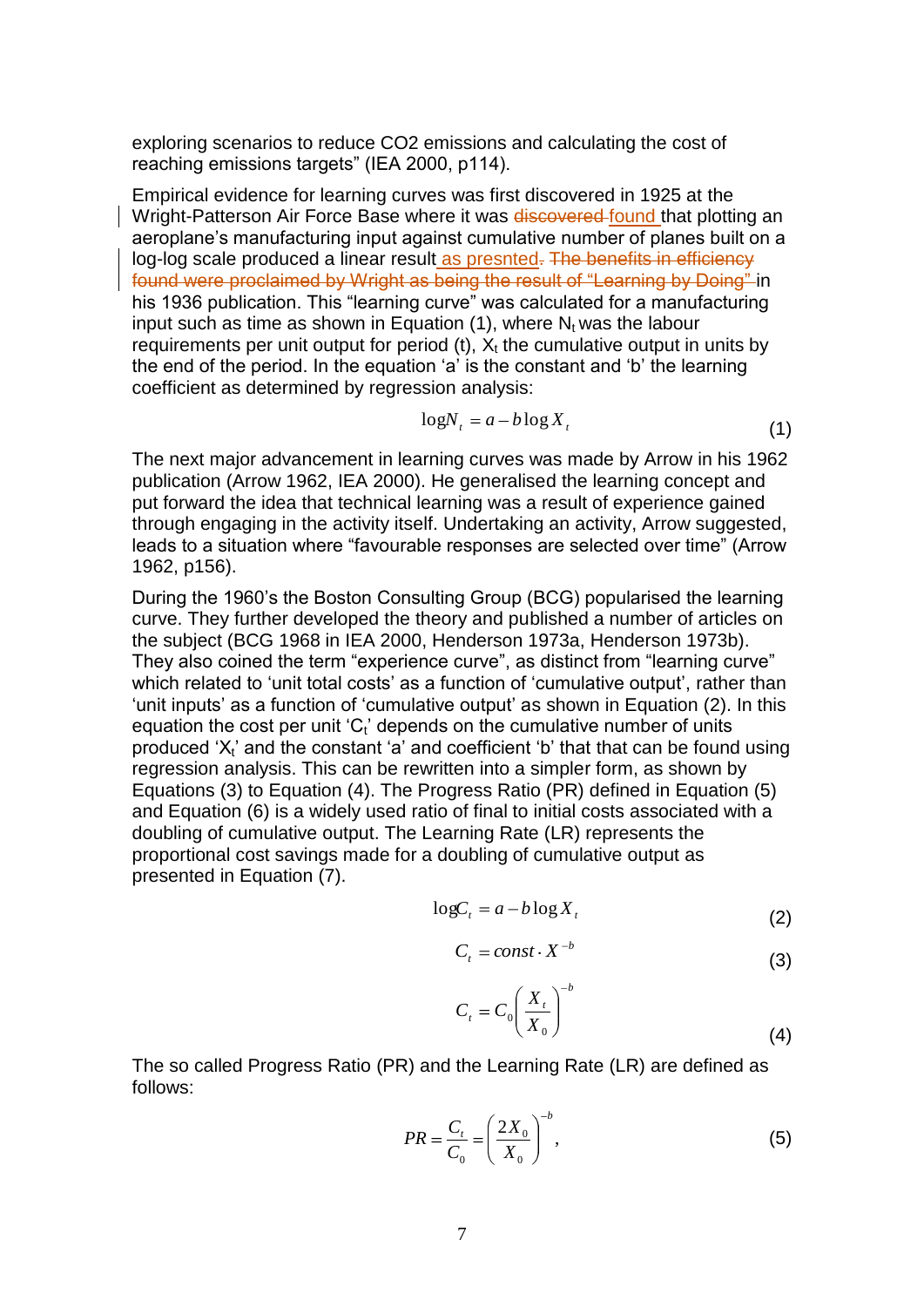exploring scenarios to reduce CO2 emissions and calculating the cost of reaching emissions targets" (IEA 2000, p114).

Empirical evidence for learning curves was first discovered in 1925 at the Wright-Patterson Air Force Base where it was ~~discovered~~ found that plotting an aeroplane's manufacturing input against cumulative number of planes built on a log-log scale produced a linear result as presnted~~. The benefits in efficiency found were proclaimed by Wright as being the result of "Learning by Doing"~~ in his 1936 publication. This "learning curve" was calculated for a manufacturing input such as time as shown in Equation (1), where $N_t$ was the labour requirements per unit output for period (t), $X_t$ the cumulative output in units by the end of the period. In the equation 'a' is the constant and 'b' the learning coefficient as determined by regression analysis:

$$\log N_t = a - b \log X_t \tag{1}$$

The next major advancement in learning curves was made by Arrow in his 1962 publication (Arrow 1962, IEA 2000). He generalised the learning concept and put forward the idea that technical learning was a result of experience gained through engaging in the activity itself. Undertaking an activity, Arrow suggested, leads to a situation where "favourable responses are selected over time" (Arrow 1962, p156).

During the 1960's the Boston Consulting Group (BCG) popularised the learning curve. They further developed the theory and published a number of articles on the subject (BCG 1968 in IEA 2000, Henderson 1973a, Henderson 1973b). They also coined the term "experience curve", as distinct from "learning curve" which related to 'unit total costs' as a function of 'cumulative output', rather than 'unit inputs' as a function of 'cumulative output' as shown in Equation (2). In this equation the cost per unit '$C_t$' depends on the cumulative number of units produced '$X_t$' and the constant 'a' and coefficient 'b' that that can be found using regression analysis. This can be rewritten into a simpler form, as shown by Equations (3) to Equation (4). The Progress Ratio (PR) defined in Equation (5) and Equation (6) is a widely used ratio of final to initial costs associated with a doubling of cumulative output. The Learning Rate (LR) represents the proportional cost savings made for a doubling of cumulative output as presented in Equation (7).

$$\log C_t = a - b \log X_t \tag{2}$$

$$C_t = const \cdot X^{-b} \tag{3}$$

$$C_t = C_0 \left( \frac{X_t}{X_0} \right)^{-b} \tag{4}$$

The so called Progress Ratio (PR) and the Learning Rate (LR) are defined as follows:

$$PR = \frac{C_t}{C_0} = \left( \frac{2X_0}{X_0} \right)^{-b}, \tag{5}$$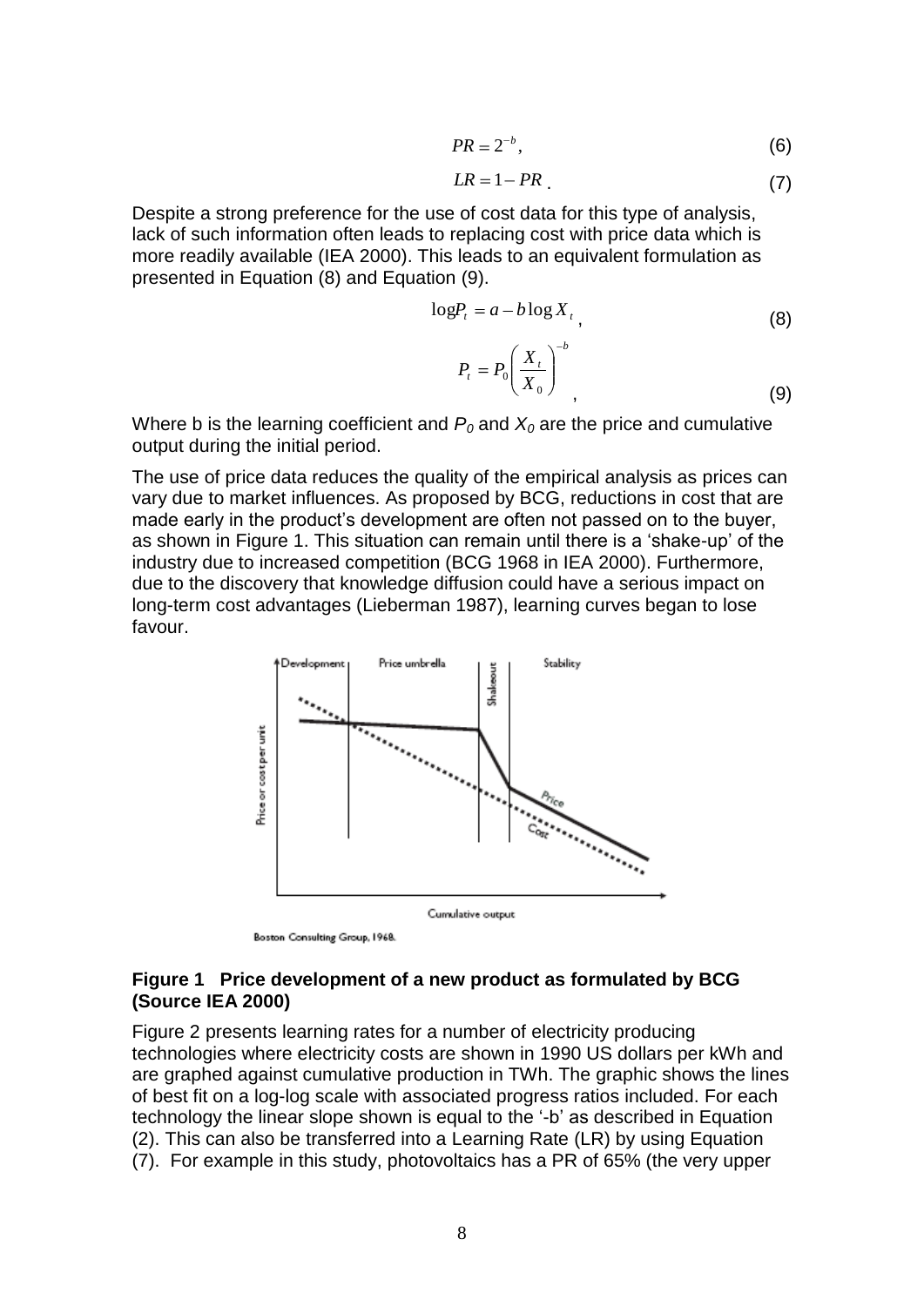$$PR = 2^{-b}, \tag{6}$$

$$LR = 1 - PR. \tag{7}$$

Despite a strong preference for the use of cost data for this type of analysis, lack of such information often leads to replacing cost with price data which is more readily available (IEA 2000). This leads to an equivalent formulation as presented in Equation (8) and Equation (9).

$$\log P_t = a - b \log X_t, \tag{8}$$

$$P_t = P_0 \left( \frac{X_t}{X_0} \right)^{-b}, \tag{9}$$

Where b is the learning coefficient and $P_0$ and $X_0$ are the price and cumulative output during the initial period.

The use of price data reduces the quality of the empirical analysis as prices can vary due to market influences. As proposed by BCG, reductions in cost that are made early in the product's development are often not passed on to the buyer, as shown in Figure 1. This situation can remain until there is a 'shake-up' of the industry due to increased competition (BCG 1968 in IEA 2000). Furthermore, due to the discovery that knowledge diffusion could have a serious impact on long-term cost advantages (Lieberman 1987), learning curves began to lose favour.

**Figure 1 Price development of a new product as formulated by BCG (Source IEA 2000)**

Figure 2 presents learning rates for a number of electricity producing technologies where electricity costs are shown in 1990 US dollars per kWh and are graphed against cumulative production in TWh. The graphic shows the lines of best fit on a log-log scale with associated progress ratios included. For each technology the linear slope shown is equal to the '-b' as described in Equation (2). This can also be transferred into a Learning Rate (LR) by using Equation (7). For example in this study, photovoltaics has a PR of 65% (the very upper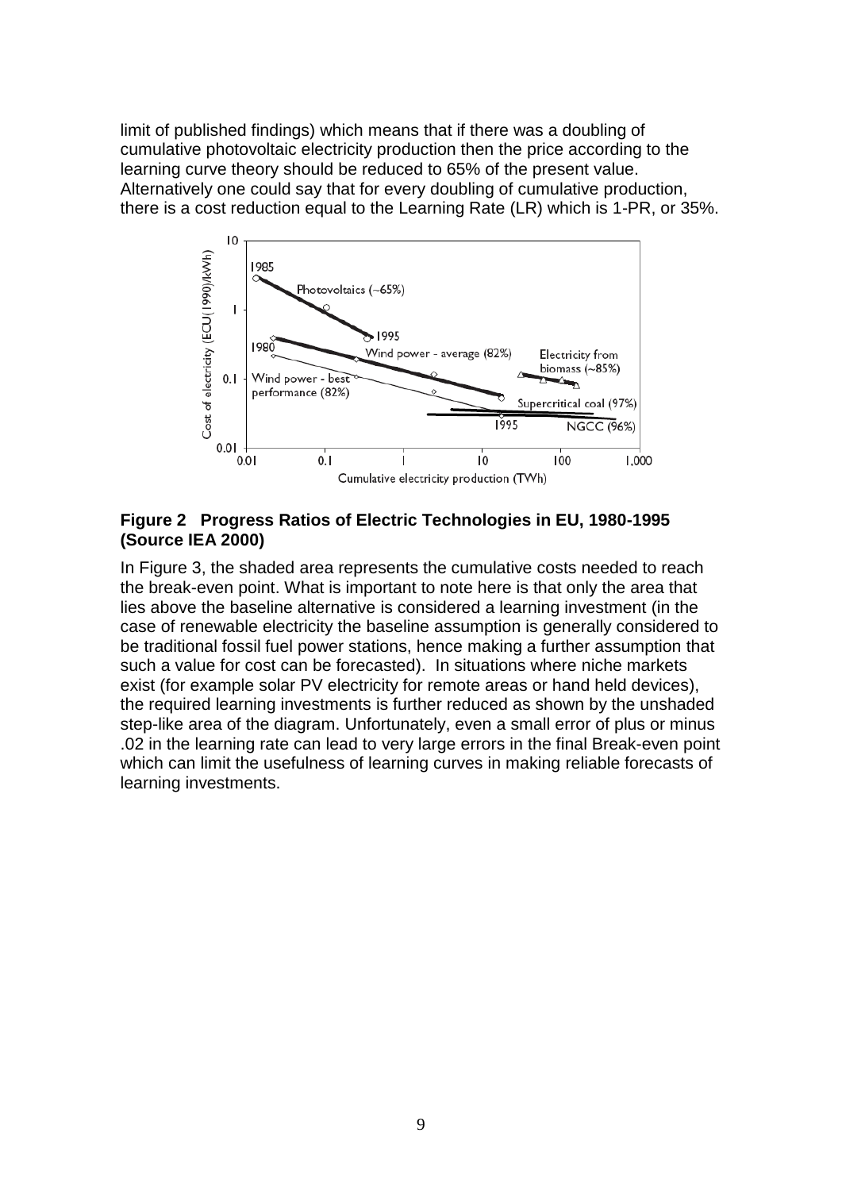limit of published findings) which means that if there was a doubling of cumulative photovoltaic electricity production then the price according to the learning curve theory should be reduced to 65% of the present value. Alternatively one could say that for every doubling of cumulative production, there is a cost reduction equal to the Learning Rate (LR) which is 1-PR, or 35%.

**Figure 2 Progress Ratios of Electric Technologies in EU, 1980-1995 (Source IEA 2000)**

In Figure 3, the shaded area represents the cumulative costs needed to reach the break-even point. What is important to note here is that only the area that lies above the baseline alternative is considered a learning investment (in the case of renewable electricity the baseline assumption is generally considered to be traditional fossil fuel power stations, hence making a further assumption that such a value for cost can be forecasted). In situations where niche markets exist (for example solar PV electricity for remote areas or hand held devices), the required learning investments is further reduced as shown by the unshaded step-like area of the diagram. Unfortunately, even a small error of plus or minus .02 in the learning rate can lead to very large errors in the final Break-even point which can limit the usefulness of learning curves in making reliable forecasts of learning investments.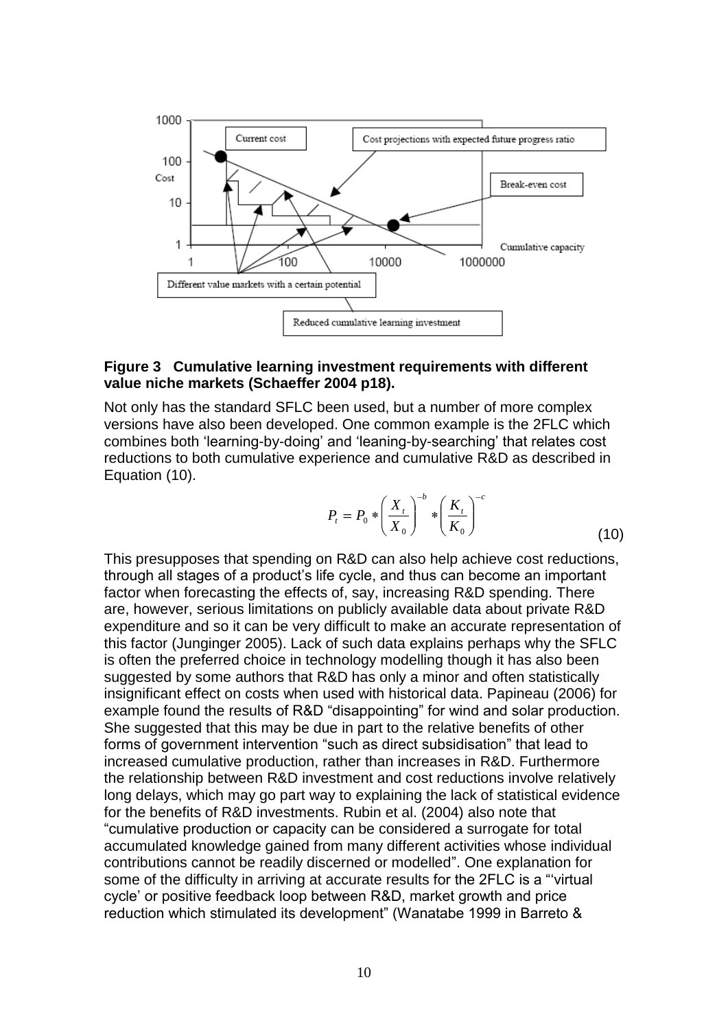**Figure 3 Cumulative learning investment requirements with different value niche markets (Schaeffer 2004 p18).**

Not only has the standard SFLC been used, but a number of more complex versions have also been developed. One common example is the 2FLC which combines both 'learning-by-doing' and 'leaning-by-searching' that relates cost reductions to both cumulative experience and cumulative R&D as described in Equation (10).

$$P_t = P_0 * \left( \frac{X_t}{X_0} \right)^{-b} * \left( \frac{K_t}{K_0} \right)^{-c} \tag{10}$$

This presupposes that spending on R&D can also help achieve cost reductions, through all stages of a product's life cycle, and thus can become an important factor when forecasting the effects of, say, increasing R&D spending. There are, however, serious limitations on publicly available data about private R&D expenditure and so it can be very difficult to make an accurate representation of this factor (Junginger 2005). Lack of such data explains perhaps why the SFLC is often the preferred choice in technology modelling though it has also been suggested by some authors that R&D has only a minor and often statistically insignificant effect on costs when used with historical data. Papineau (2006) for example found the results of R&D "disappointing" for wind and solar production. She suggested that this may be due in part to the relative benefits of other forms of government intervention "such as direct subsidisation" that lead to increased cumulative production, rather than increases in R&D. Furthermore the relationship between R&D investment and cost reductions involve relatively long delays, which may go part way to explaining the lack of statistical evidence for the benefits of R&D investments. Rubin et al. (2004) also note that "cumulative production or capacity can be considered a surrogate for total accumulated knowledge gained from many different activities whose individual contributions cannot be readily discerned or modelled". One explanation for some of the difficulty in arriving at accurate results for the 2FLC is a "'virtual cycle' or positive feedback loop between R&D, market growth and price reduction which stimulated its development" (Wanatabe 1999 in Barreto &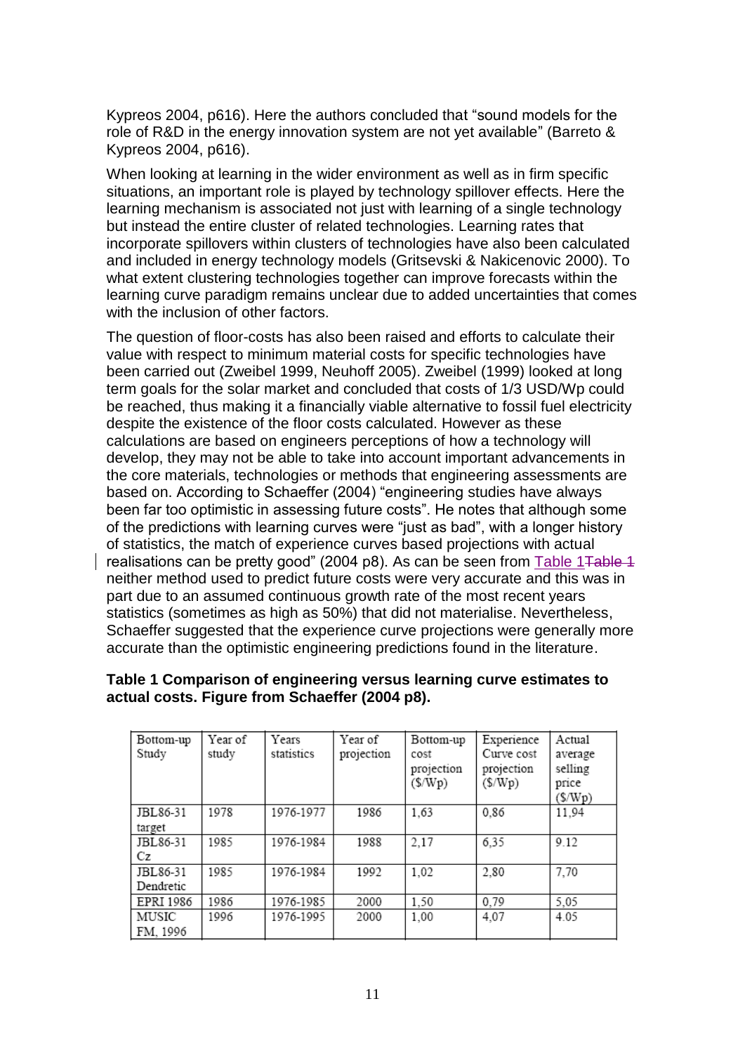Kypreos 2004, p616). Here the authors concluded that "sound models for the role of R&D in the energy innovation system are not yet available" (Barreto & Kypreos 2004, p616).

When looking at learning in the wider environment as well as in firm specific situations, an important role is played by technology spillover effects. Here the learning mechanism is associated not just with learning of a single technology but instead the entire cluster of related technologies. Learning rates that incorporate spillovers within clusters of technologies have also been calculated and included in energy technology models (Gritsevski & Nakicenovic 2000). To what extent clustering technologies together can improve forecasts within the learning curve paradigm remains unclear due to added uncertainties that comes with the inclusion of other factors.

The question of floor-costs has also been raised and efforts to calculate their value with respect to minimum material costs for specific technologies have been carried out (Zweibel 1999, Neuhoff 2005). Zweibel (1999) looked at long term goals for the solar market and concluded that costs of 1/3 USD/Wp could be reached, thus making it a financially viable alternative to fossil fuel electricity despite the existence of the floor costs calculated. However as these calculations are based on engineers perceptions of how a technology will develop, they may not be able to take into account important advancements in the core materials, technologies or methods that engineering assessments are based on. According to Schaeffer (2004) "engineering studies have always been far too optimistic in assessing future costs". He notes that although some of the predictions with learning curves were "just as bad", with a longer history of statistics, the match of experience curves based projections with actual realisations can be pretty good" (2004 p8). As can be seen from Table 1 neither method used to predict future costs were very accurate and this was in part due to an assumed continuous growth rate of the most recent years statistics (sometimes as high as 50%) that did not materialise. Nevertheless, Schaeffer suggested that the experience curve projections were generally more accurate than the optimistic engineering predictions found in the literature.

**Table 1 Comparison of engineering versus learning curve estimates to actual costs. Figure from Schaeffer (2004 p8).**

| Bottom-up Study | Year of study | Years statistics | Year of projection | Bottom-up cost projection ($/Wp) | Experience Curve cost projection ($/Wp) | Actual average selling price ($/Wp) |
|---|---|---|---|---|---|---|
| JBL86-31 target | 1978 | 1976-1977 | 1986 | 1,63 | 0,86 | 11,94 |
| JBL86-31 Cz | 1985 | 1976-1984 | 1988 | 2,17 | 6,35 | 9.12 |
| JBL86-31 Dendretic | 1985 | 1976-1984 | 1992 | 1,02 | 2,80 | 7,70 |
| EPRI 1986 | 1986 | 1976-1985 | 2000 | 1,50 | 0,79 | 5,05 |
| MUSIC FM, 1996 | 1996 | 1976-1995 | 2000 | 1,00 | 4,07 | 4.05 |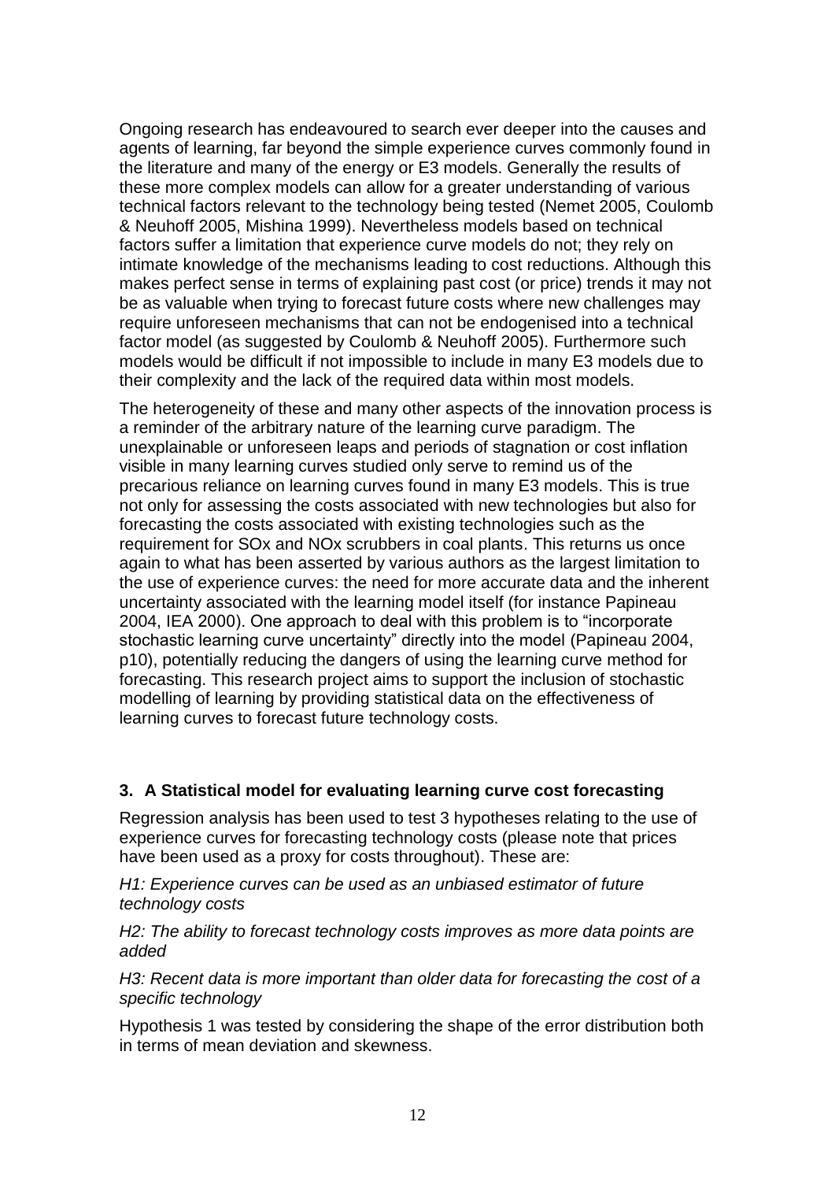Ongoing research has endeavoured to search ever deeper into the causes and agents of learning, far beyond the simple experience curves commonly found in the literature and many of the energy or E3 models. Generally the results of these more complex models can allow for a greater understanding of various technical factors relevant to the technology being tested (Nemet 2005, Coulomb & Neuhoff 2005, Mishina 1999). Nevertheless models based on technical factors suffer a limitation that experience curve models do not; they rely on intimate knowledge of the mechanisms leading to cost reductions. Although this makes perfect sense in terms of explaining past cost (or price) trends it may not be as valuable when trying to forecast future costs where new challenges may require unforeseen mechanisms that can not be endogenised into a technical factor model (as suggested by Coulomb & Neuhoff 2005). Furthermore such models would be difficult if not impossible to include in many E3 models due to their complexity and the lack of the required data within most models.

The heterogeneity of these and many other aspects of the innovation process is a reminder of the arbitrary nature of the learning curve paradigm. The unexplainable or unforeseen leaps and periods of stagnation or cost inflation visible in many learning curves studied only serve to remind us of the precarious reliance on learning curves found in many E3 models. This is true not only for assessing the costs associated with new technologies but also for forecasting the costs associated with existing technologies such as the requirement for SOx and NOx scrubbers in coal plants. This returns us once again to what has been asserted by various authors as the largest limitation to the use of experience curves: the need for more accurate data and the inherent uncertainty associated with the learning model itself (for instance Papineau 2004, IEA 2000). One approach to deal with this problem is to "incorporate stochastic learning curve uncertainty" directly into the model (Papineau 2004, p10), potentially reducing the dangers of using the learning curve method for forecasting. This research project aims to support the inclusion of stochastic modelling of learning by providing statistical data on the effectiveness of learning curves to forecast future technology costs.

### 3. A Statistical model for evaluating learning curve cost forecasting

Regression analysis has been used to test 3 hypotheses relating to the use of experience curves for forecasting technology costs (please note that prices have been used as a proxy for costs throughout). These are:

*H1: Experience curves can be used as an unbiased estimator of future technology costs*

*H2: The ability to forecast technology costs improves as more data points are added*

*H3: Recent data is more important than older data for forecasting the cost of a specific technology*

Hypothesis 1 was tested by considering the shape of the error distribution both in terms of mean deviation and skewness.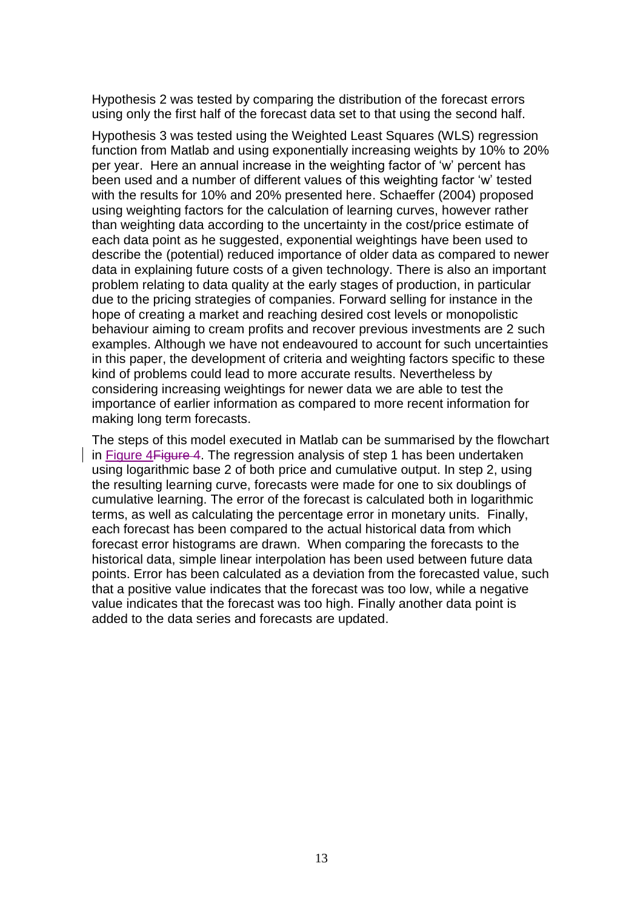Hypothesis 2 was tested by comparing the distribution of the forecast errors using only the first half of the forecast data set to that using the second half.

Hypothesis 3 was tested using the Weighted Least Squares (WLS) regression function from Matlab and using exponentially increasing weights by 10% to 20% per year. Here an annual increase in the weighting factor of 'w' percent has been used and a number of different values of this weighting factor 'w' tested with the results for 10% and 20% presented here. Schaeffer (2004) proposed using weighting factors for the calculation of learning curves, however rather than weighting data according to the uncertainty in the cost/price estimate of each data point as he suggested, exponential weightings have been used to describe the (potential) reduced importance of older data as compared to newer data in explaining future costs of a given technology. There is also an important problem relating to data quality at the early stages of production, in particular due to the pricing strategies of companies. Forward selling for instance in the hope of creating a market and reaching desired cost levels or monopolistic behaviour aiming to cream profits and recover previous investments are 2 such examples. Although we have not endeavoured to account for such uncertainties in this paper, the development of criteria and weighting factors specific to these kind of problems could lead to more accurate results. Nevertheless by considering increasing weightings for newer data we are able to test the importance of earlier information as compared to more recent information for making long term forecasts.

The steps of this model executed in Matlab can be summarised by the flowchart in Figure 4Figure 4. The regression analysis of step 1 has been undertaken using logarithmic base 2 of both price and cumulative output. In step 2, using the resulting learning curve, forecasts were made for one to six doublings of cumulative learning. The error of the forecast is calculated both in logarithmic terms, as well as calculating the percentage error in monetary units. Finally, each forecast has been compared to the actual historical data from which forecast error histograms are drawn. When comparing the forecasts to the historical data, simple linear interpolation has been used between future data points. Error has been calculated as a deviation from the forecasted value, such that a positive value indicates that the forecast was too low, while a negative value indicates that the forecast was too high. Finally another data point is added to the data series and forecasts are updated.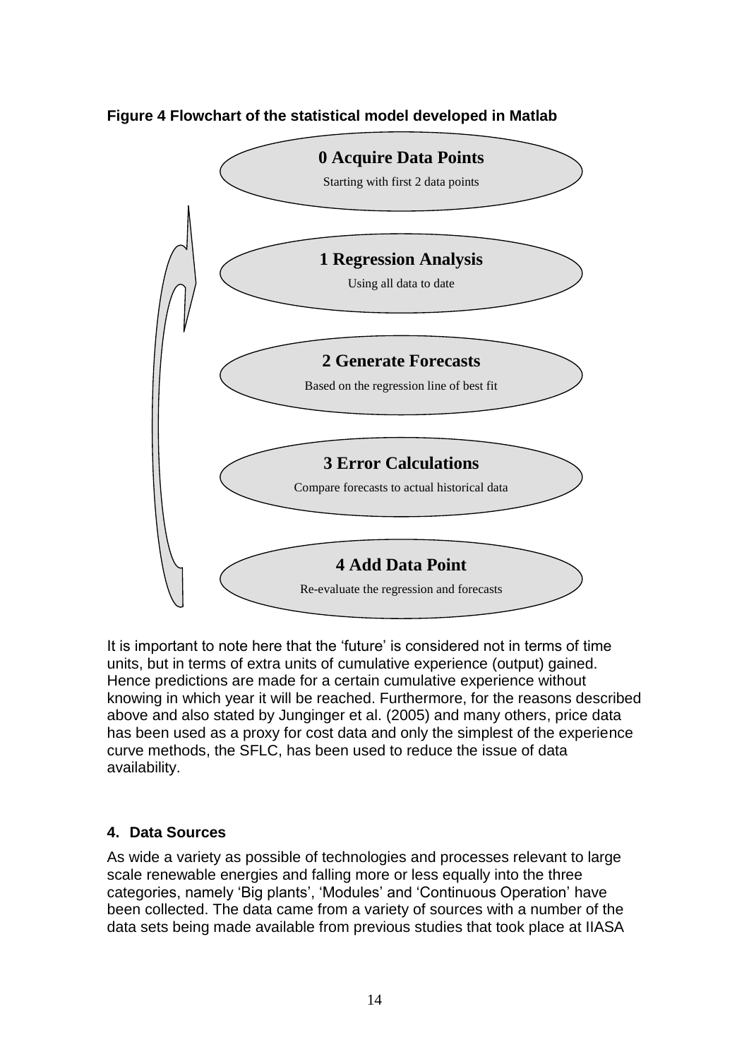**Figure 4 Flowchart of the statistical model developed in Matlab**

**0 Acquire Data Points**

Starting with first 2 data points

**1 Regression Analysis**

Using all data to date

**2 Generate Forecasts**

Based on the regression line of best fit

**3 Error Calculations**

Compare forecasts to actual historical data

**4 Add Data Point**

Re-evaluate the regression and forecasts

It is important to note here that the 'future' is considered not in terms of time units, but in terms of extra units of cumulative experience (output) gained. Hence predictions are made for a certain cumulative experience without knowing in which year it will be reached. Furthermore, for the reasons described above and also stated by Junginger et al. (2005) and many others, price data has been used as a proxy for cost data and only the simplest of the experience curve methods, the SFLC, has been used to reduce the issue of data availability.

## 4. Data Sources

As wide a variety as possible of technologies and processes relevant to large scale renewable energies and falling more or less equally into the three categories, namely 'Big plants', 'Modules' and 'Continuous Operation' have been collected. The data came from a variety of sources with a number of the data sets being made available from previous studies that took place at IIASA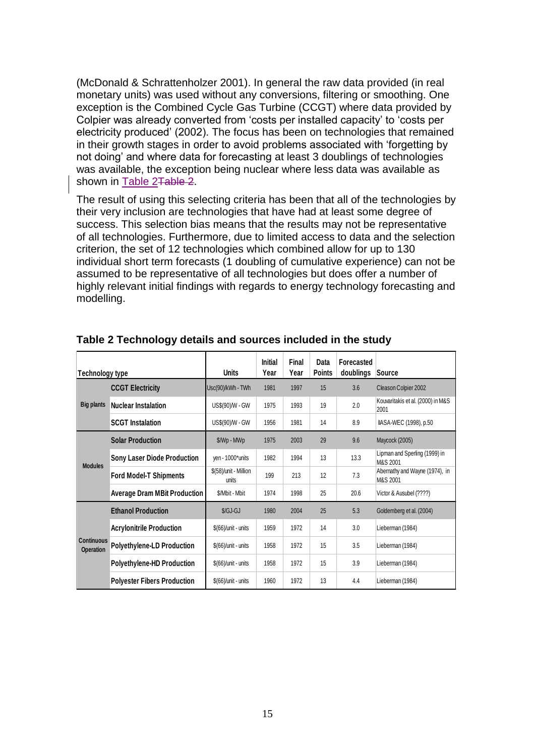(McDonald & Schrattenholzer 2001). In general the raw data provided (in real monetary units) was used without any conversions, filtering or smoothing. One exception is the Combined Cycle Gas Turbine (CCGT) where data provided by Colpier was already converted from 'costs per installed capacity' to 'costs per electricity produced' (2002). The focus has been on technologies that remained in their growth stages in order to avoid problems associated with 'forgetting by not doing' and where data for forecasting at least 3 doublings of technologies was available, the exception being nuclear where less data was available as shown in Table 2.

The result of using this selecting criteria has been that all of the technologies by their very inclusion are technologies that have had at least some degree of success. This selection bias means that the results may not be representative of all technologies. Furthermore, due to limited access to data and the selection criterion, the set of 12 technologies which combined allow for up to 130 individual short term forecasts (1 doubling of cumulative experience) can not be assumed to be representative of all technologies but does offer a number of highly relevant initial findings with regards to energy technology forecasting and modelling.

**Table 2 Technology details and sources included in the study**

| Technology type | | Units | Initial Year | Final Year | Data Points | Forecasted doublings | Source |
|---|---|---|---|---|---|---|---|
| Big plants | CCGT Electricity | Usc(90)/kWh - TWh | 1981 | 1997 | 15 | 3.6 | Cleason Colpier 2002 |
| | Nuclear Instalation | US$(90)/W - GW | 1975 | 1993 | 19 | 2.0 | Kouvaritakis et al. (2000) in M&S 2001 |
| | SCGT Instalation | US$(90)/W - GW | 1956 | 1981 | 14 | 8.9 | IIASA-WEC (1998), p.50 |
| Modules | Solar Production | $/Wp - MWp | 1975 | 2003 | 29 | 9.6 | Maycock (2005) |
| | Sony Laser Diode Production | yen - 1000*units | 1982 | 1994 | 13 | 13.3 | Lipman and Sperling (1999) in M&S 2001 |
| | Ford Model-T Shipments | $(58)/unit - Million units | 199 | 213 | 12 | 7.3 | Abernathy and Wayne (1974), in M&S 2001 |
| | Average Dram MBit Production | $/Mbit - Mbit | 1974 | 1998 | 25 | 20.6 | Victor & Ausubel (????) |
| Continuous Operation | Ethanol Production | $/GJ-GJ | 1980 | 2004 | 25 | 5.3 | Goldemberg et al. (2004) |
| | Acrylonitrile Production | $(66)/unit - units | 1959 | 1972 | 14 | 3.0 | Lieberman (1984) |
| | Polyethylene-LD Production | $(66)/unit - units | 1958 | 1972 | 15 | 3.5 | Lieberman (1984) |
| | Polyethylene-HD Production | $(66)/unit - units | 1958 | 1972 | 15 | 3.9 | Lieberman (1984) |
| | Polyester Fibers Production | $(66)/unit - units | 1960 | 1972 | 13 | 4.4 | Lieberman (1984) |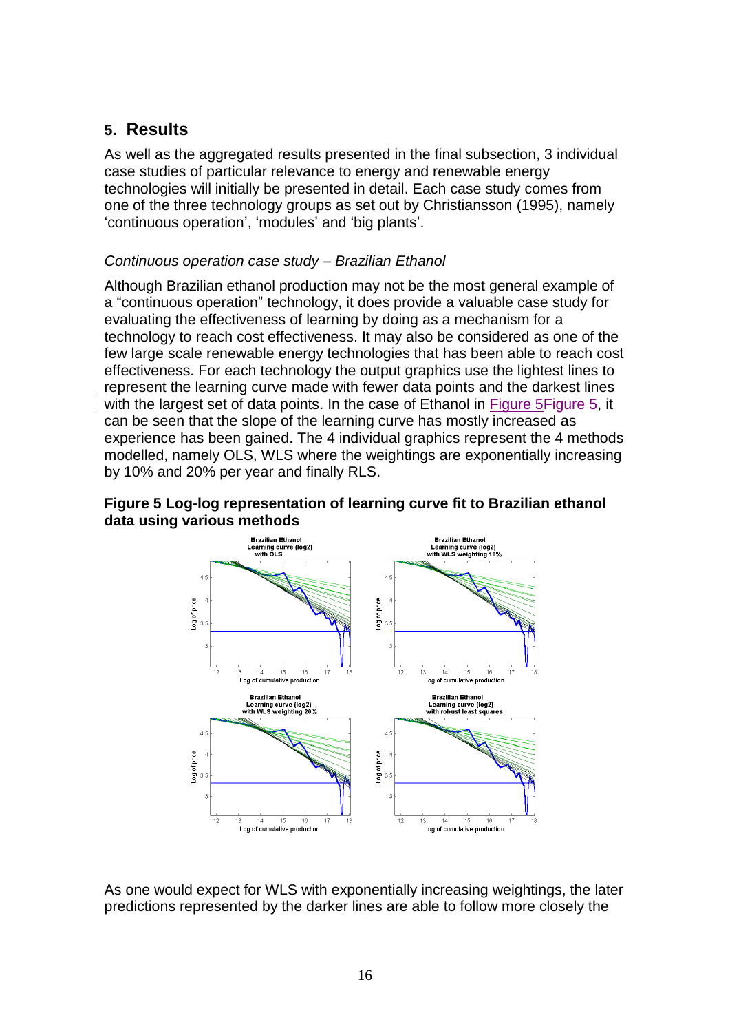## 5. Results

As well as the aggregated results presented in the final subsection, 3 individual case studies of particular relevance to energy and renewable energy technologies will initially be presented in detail. Each case study comes from one of the three technology groups as set out by Christiansson (1995), namely 'continuous operation', 'modules' and 'big plants'.

*Continuous operation case study – Brazilian Ethanol*

Although Brazilian ethanol production may not be the most general example of a "continuous operation" technology, it does provide a valuable case study for evaluating the effectiveness of learning by doing as a mechanism for a technology to reach cost effectiveness. It may also be considered as one of the few large scale renewable energy technologies that has been able to reach cost effectiveness. For each technology the output graphics use the lightest lines to represent the learning curve made with fewer data points and the darkest lines with the largest set of data points. In the case of Ethanol in Figure 5Figure 5, it can be seen that the slope of the learning curve has mostly increased as experience has been gained. The 4 individual graphics represent the 4 methods modelled, namely OLS, WLS where the weightings are exponentially increasing by 10% and 20% per year and finally RLS.

**Figure 5 Log-log representation of learning curve fit to Brazilian ethanol data using various methods**

As one would expect for WLS with exponentially increasing weightings, the later predictions represented by the darker lines are able to follow more closely the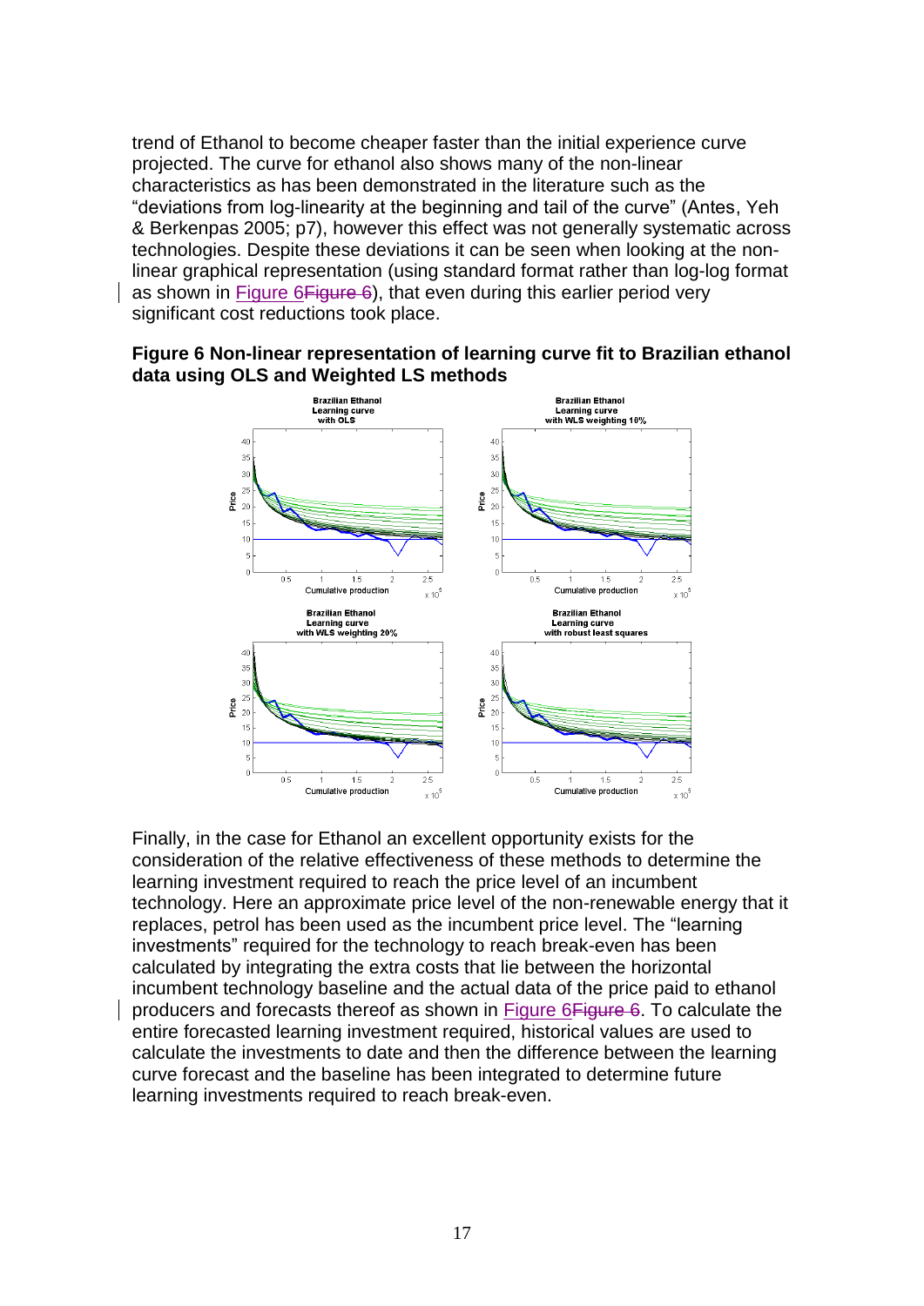trend of Ethanol to become cheaper faster than the initial experience curve projected. The curve for ethanol also shows many of the non-linear characteristics as has been demonstrated in the literature such as the "deviations from log-linearity at the beginning and tail of the curve" (Antes, Yeh & Berkenpas 2005; p7), however this effect was not generally systematic across technologies. Despite these deviations it can be seen when looking at the non-linear graphical representation (using standard format rather than log-log format as shown in Figure 6Figure 6), that even during this earlier period very significant cost reductions took place.

**Figure 6 Non-linear representation of learning curve fit to Brazilian ethanol data using OLS and Weighted LS methods**

Finally, in the case for Ethanol an excellent opportunity exists for the consideration of the relative effectiveness of these methods to determine the learning investment required to reach the price level of an incumbent technology. Here an approximate price level of the non-renewable energy that it replaces, petrol has been used as the incumbent price level. The "learning investments" required for the technology to reach break-even has been calculated by integrating the extra costs that lie between the horizontal incumbent technology baseline and the actual data of the price paid to ethanol producers and forecasts thereof as shown in Figure 6Figure 6. To calculate the entire forecasted learning investment required, historical values are used to calculate the investments to date and then the difference between the learning curve forecast and the baseline has been integrated to determine future learning investments required to reach break-even.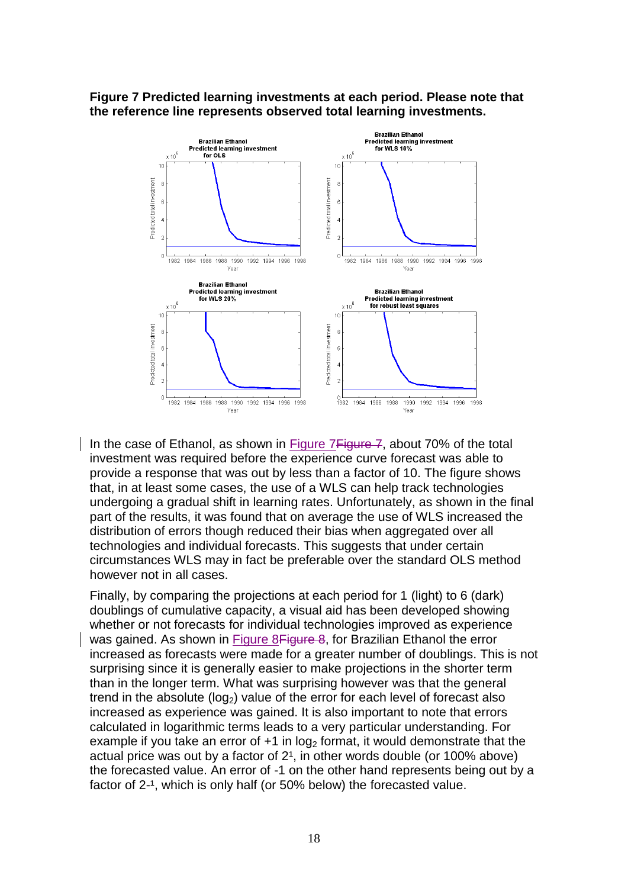**Figure 7 Predicted learning investments at each period. Please note that the reference line represents observed total learning investments.**

In the case of Ethanol, as shown in Figure 7, about 70% of the total investment was required before the experience curve forecast was able to provide a response that was out by less than a factor of 10. The figure shows that, in at least some cases, the use of a WLS can help track technologies undergoing a gradual shift in learning rates. Unfortunately, as shown in the final part of the results, it was found that on average the use of WLS increased the distribution of errors though reduced their bias when aggregated over all technologies and individual forecasts. This suggests that under certain circumstances WLS may in fact be preferable over the standard OLS method however not in all cases.

Finally, by comparing the projections at each period for 1 (light) to 6 (dark) doublings of cumulative capacity, a visual aid has been developed showing whether or not forecasts for individual technologies improved as experience was gained. As shown in Figure 8, for Brazilian Ethanol the error increased as forecasts were made for a greater number of doublings. This is not surprising since it is generally easier to make projections in the shorter term than in the longer term. What was surprising however was that the general trend in the absolute ($\log_2$) value of the error for each level of forecast also increased as experience was gained. It is also important to note that errors calculated in logarithmic terms leads to a very particular understanding. For example if you take an error of +1 in $\log_2$ format, it would demonstrate that the actual price was out by a factor of $2^1$, in other words double (or 100% above) the forecasted value. An error of -1 on the other hand represents being out by a factor of $2^{-1}$, which is only half (or 50% below) the forecasted value.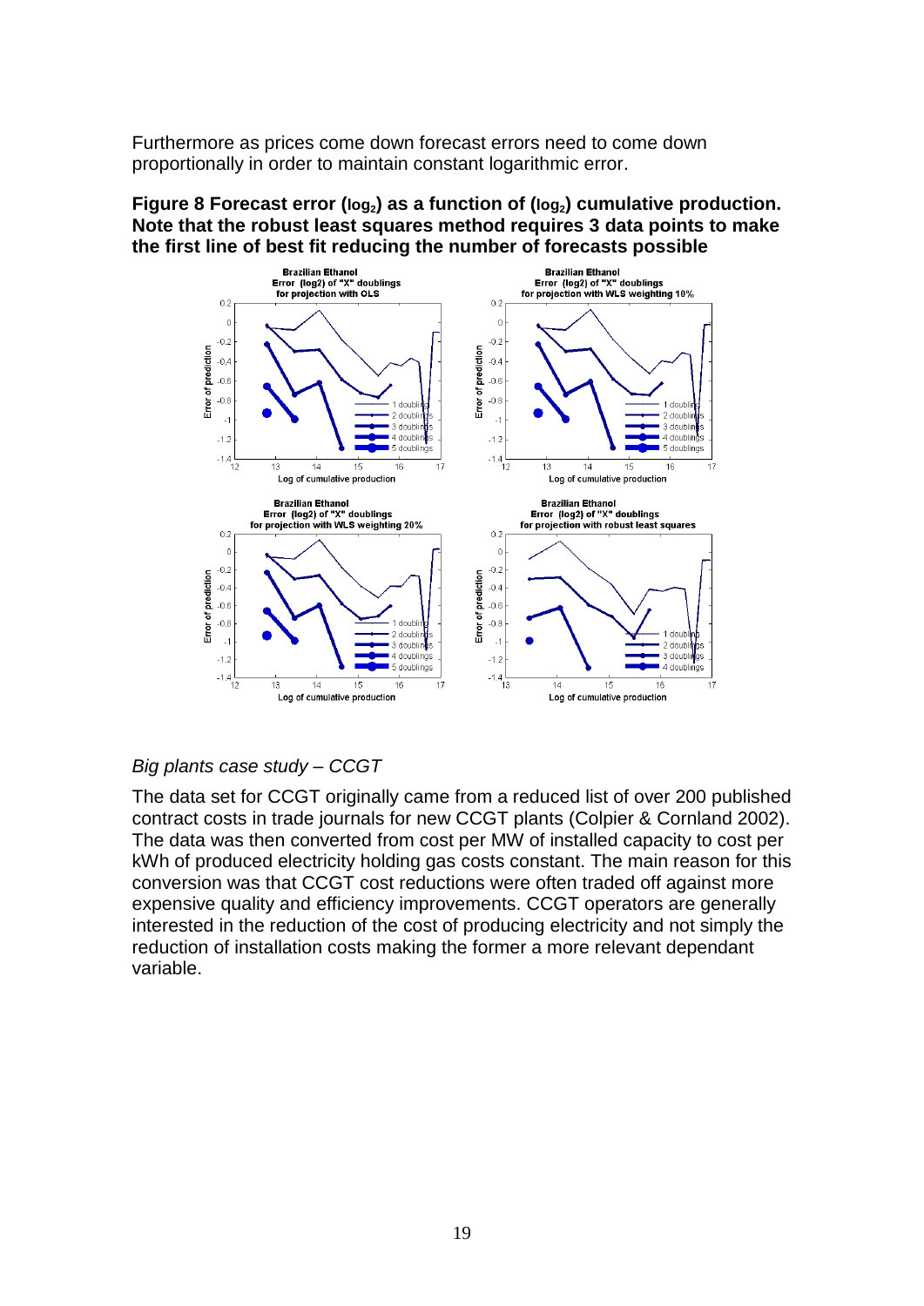Furthermore as prices come down forecast errors need to come down proportionally in order to maintain constant logarithmic error.

**Figure 8 Forecast error ($log_2$) as a function of ($log_2$) cumulative production. Note that the robust least squares method requires 3 data points to make the first line of best fit reducing the number of forecasts possible**

*Big plants case study – CCGT*

The data set for CCGT originally came from a reduced list of over 200 published contract costs in trade journals for new CCGT plants (Colpier & Cornland 2002). The data was then converted from cost per MW of installed capacity to cost per kWh of produced electricity holding gas costs constant. The main reason for this conversion was that CCGT cost reductions were often traded off against more expensive quality and efficiency improvements. CCGT operators are generally interested in the reduction of the cost of producing electricity and not simply the reduction of installation costs making the former a more relevant dependant variable.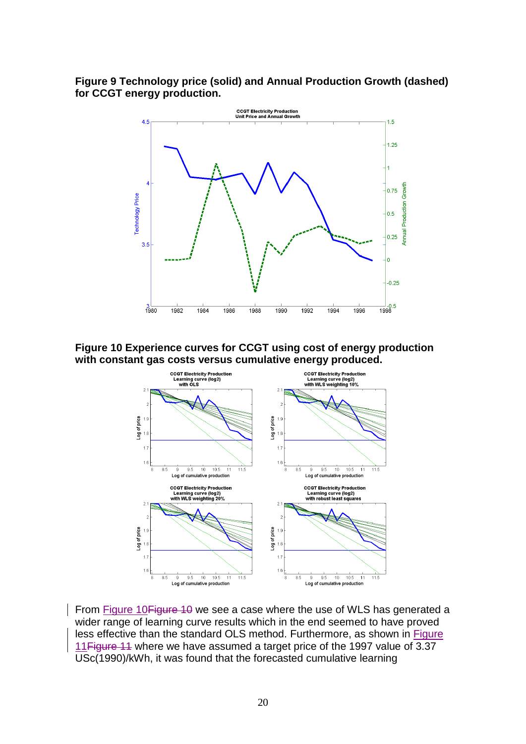**Figure 9 Technology price (solid) and Annual Production Growth (dashed) for CCGT energy production.**

**Figure 10 Experience curves for CCGT using cost of energy production with constant gas costs versus cumulative energy produced.**

From Figure 10Figure 10 we see a case where the use of WLS has generated a wider range of learning curve results which in the end seemed to have proved less effective than the standard OLS method. Furthermore, as shown in Figure 11Figure 11 where we have assumed a target price of the 1997 value of 3.37 USc(1990)/kWh, it was found that the forecasted cumulative learning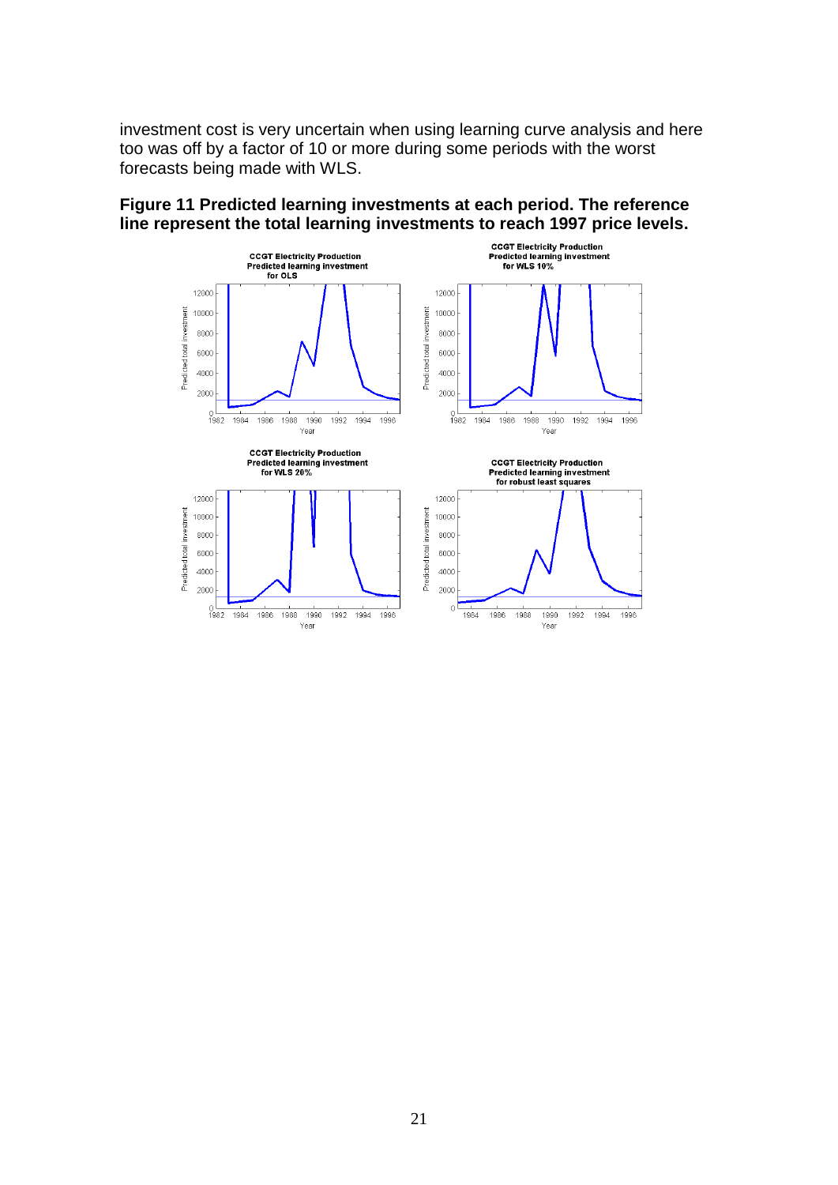investment cost is very uncertain when using learning curve analysis and here too was off by a factor of 10 or more during some periods with the worst forecasts being made with WLS.

**Figure 11 Predicted learning investments at each period. The reference line represent the total learning investments to reach 1997 price levels.**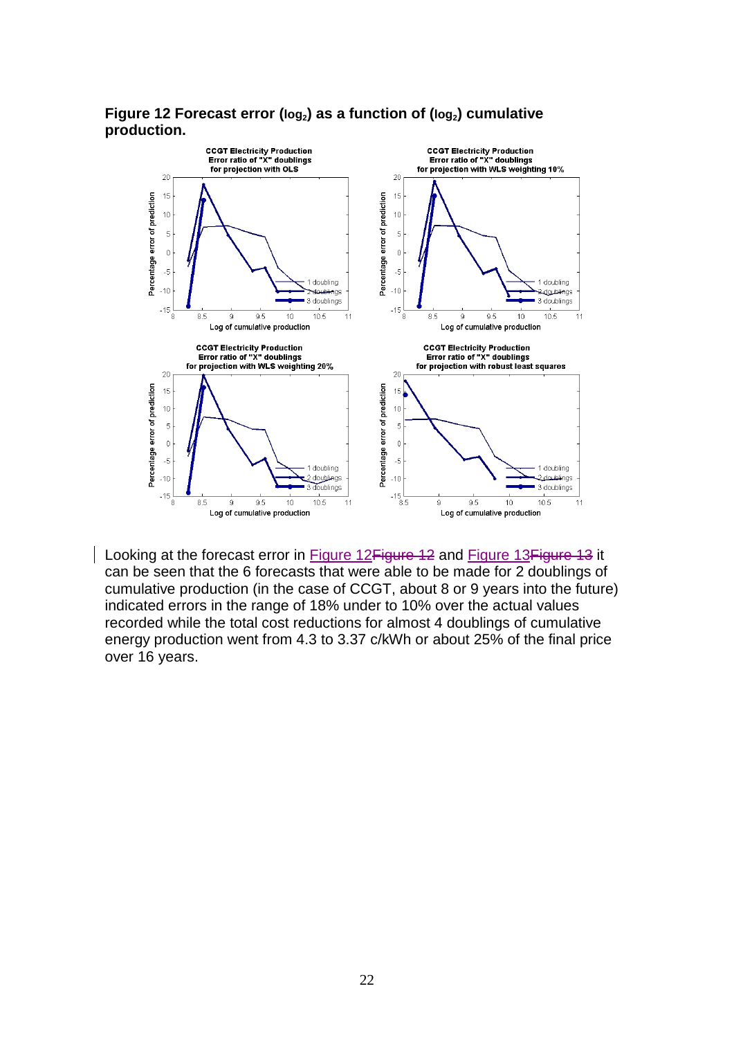**Figure 12 Forecast error ($log_2$) as a function of ($log_2$) cumulative production.**

Looking at the forecast error in Figure 12 and Figure 13 it can be seen that the 6 forecasts that were able to be made for 2 doublings of cumulative production (in the case of CCGT, about 8 or 9 years into the future) indicated errors in the range of 18% under to 10% over the actual values recorded while the total cost reductions for almost 4 doublings of cumulative energy production went from 4.3 to 3.37 c/kWh or about 25% of the final price over 16 years.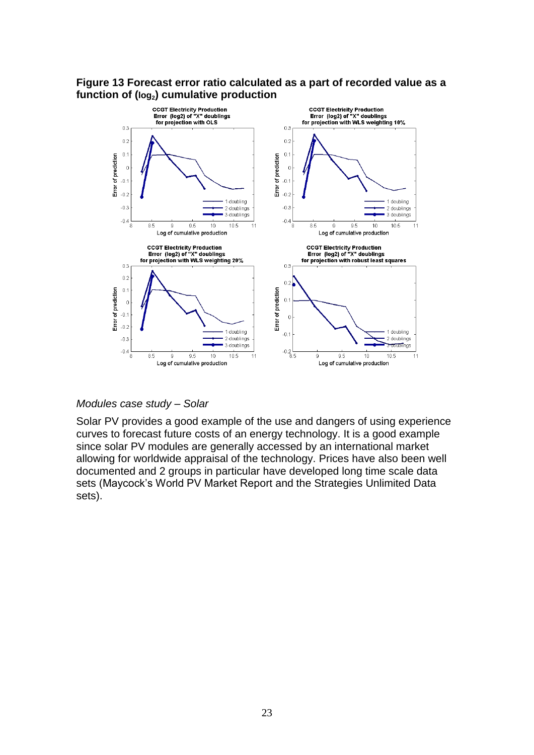**Figure 13 Forecast error ratio calculated as a part of recorded value as a function of ($log_2$) cumulative production**

*Modules case study – Solar*

Solar PV provides a good example of the use and dangers of using experience curves to forecast future costs of an energy technology. It is a good example since solar PV modules are generally accessed by an international market allowing for worldwide appraisal of the technology. Prices have also been well documented and 2 groups in particular have developed long time scale data sets (Maycock's World PV Market Report and the Strategies Unlimited Data sets).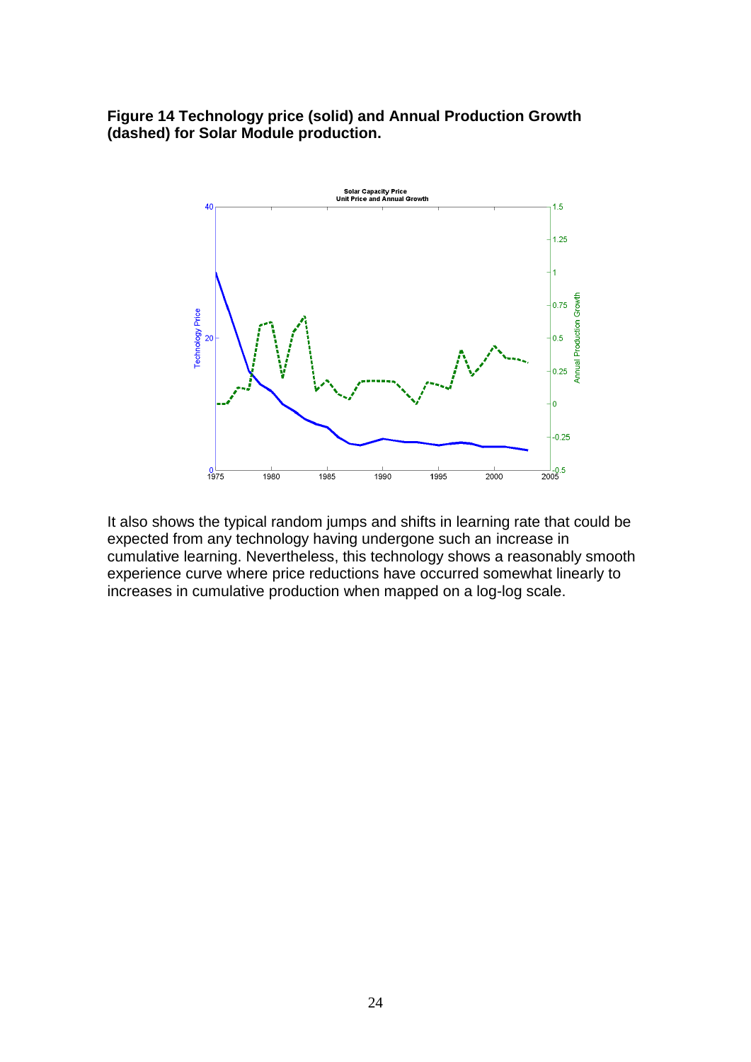**Figure 14 Technology price (solid) and Annual Production Growth (dashed) for Solar Module production.**

It also shows the typical random jumps and shifts in learning rate that could be expected from any technology having undergone such an increase in cumulative learning. Nevertheless, this technology shows a reasonably smooth experience curve where price reductions have occurred somewhat linearly to increases in cumulative production when mapped on a log-log scale.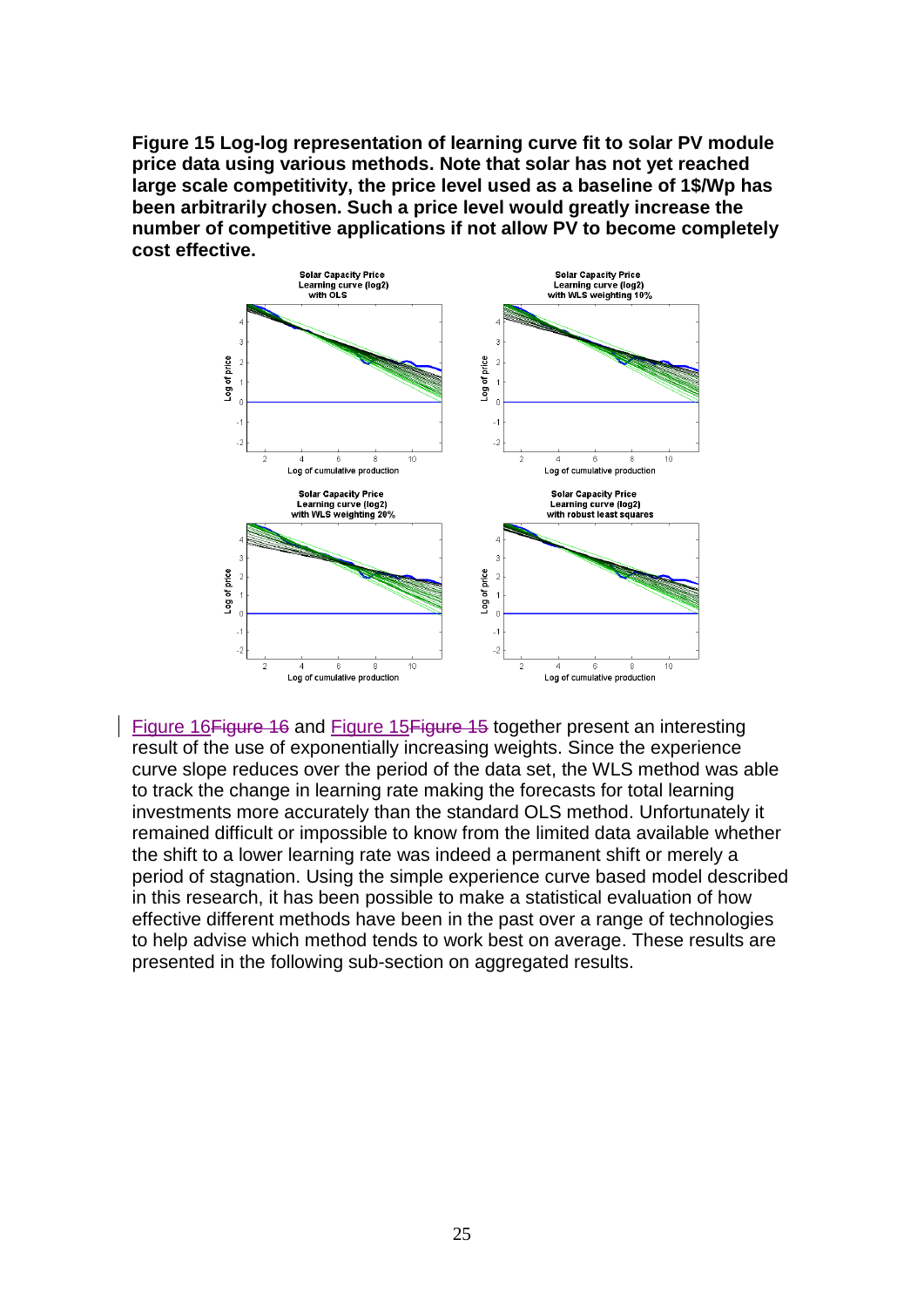**Figure 15 Log-log representation of learning curve fit to solar PV module price data using various methods. Note that solar has not yet reached large scale competitivity, the price level used as a baseline of 1$/Wp has been arbitrarily chosen. Such a price level would greatly increase the number of competitive applications if not allow PV to become completely cost effective.**

Figure 16 and Figure 15 together present an interesting result of the use of exponentially increasing weights. Since the experience curve slope reduces over the period of the data set, the WLS method was able to track the change in learning rate making the forecasts for total learning investments more accurately than the standard OLS method. Unfortunately it remained difficult or impossible to know from the limited data available whether the shift to a lower learning rate was indeed a permanent shift or merely a period of stagnation. Using the simple experience curve based model described in this research, it has been possible to make a statistical evaluation of how effective different methods have been in the past over a range of technologies to help advise which method tends to work best on average. These results are presented in the following sub-section on aggregated results.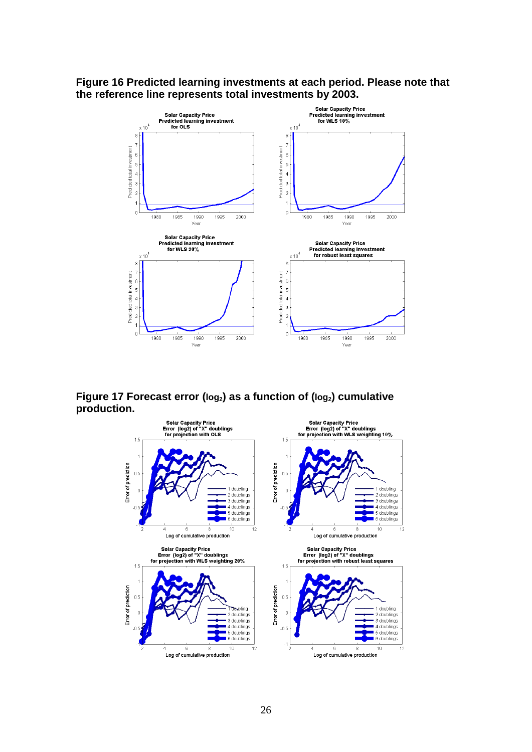**Figure 16 Predicted learning investments at each period. Please note that the reference line represents total investments by 2003.**

**Figure 17 Forecast error ($\log_2$) as a function of ($\log_2$) cumulative production.**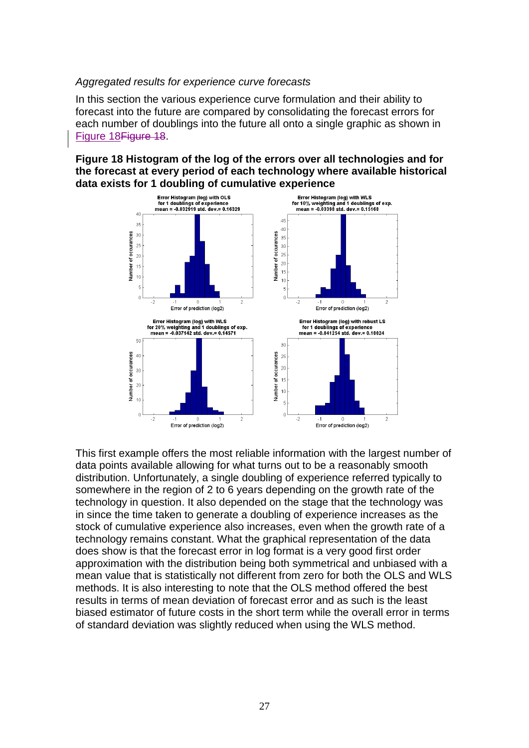*Aggregated results for experience curve forecasts*

In this section the various experience curve formulation and their ability to forecast into the future are compared by consolidating the forecast errors for each number of doublings into the future all onto a single graphic as shown in Figure 18~~Figure 18~~.

**Figure 18 Histogram of the log of the errors over all technologies and for the forecast at every period of each technology where available historical data exists for 1 doubling of cumulative experience**

This first example offers the most reliable information with the largest number of data points available allowing for what turns out to be a reasonably smooth distribution. Unfortunately, a single doubling of experience referred typically to somewhere in the region of 2 to 6 years depending on the growth rate of the technology in question. It also depended on the stage that the technology was in since the time taken to generate a doubling of experience increases as the stock of cumulative experience also increases, even when the growth rate of a technology remains constant. What the graphical representation of the data does show is that the forecast error in log format is a very good first order approximation with the distribution being both symmetrical and unbiased with a mean value that is statistically not different from zero for both the OLS and WLS methods. It is also interesting to note that the OLS method offered the best results in terms of mean deviation of forecast error and as such is the least biased estimator of future costs in the short term while the overall error in terms of standard deviation was slightly reduced when using the WLS method.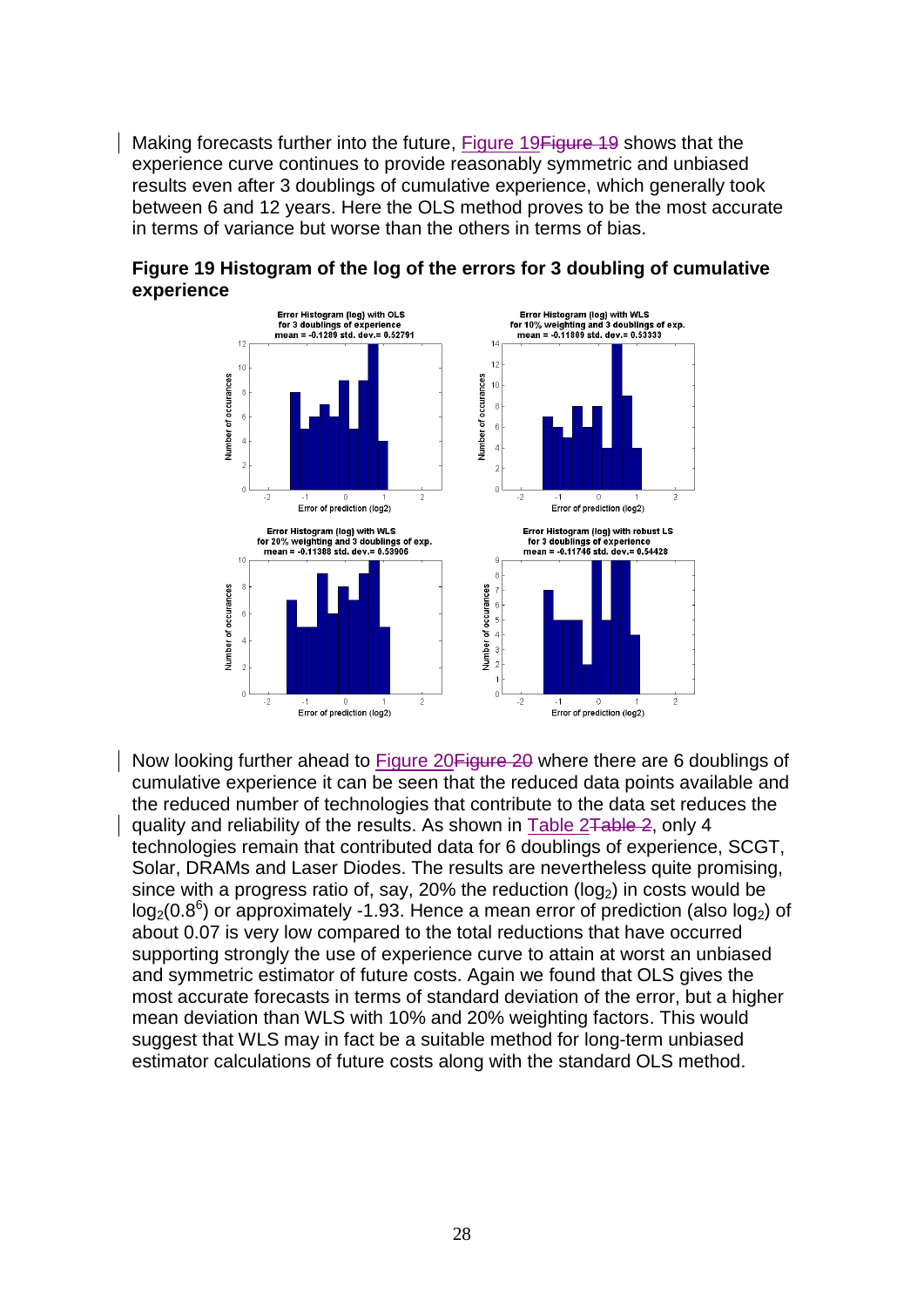Making forecasts further into the future, Figure 19 shows that the experience curve continues to provide reasonably symmetric and unbiased results even after 3 doublings of cumulative experience, which generally took between 6 and 12 years. Here the OLS method proves to be the most accurate in terms of variance but worse than the others in terms of bias.

**Figure 19 Histogram of the log of the errors for 3 doubling of cumulative experience**

Now looking further ahead to Figure 20 where there are 6 doublings of cumulative experience it can be seen that the reduced data points available and the reduced number of technologies that contribute to the data set reduces the quality and reliability of the results. As shown in Table 2, only 4 technologies remain that contributed data for 6 doublings of experience, SCGT, Solar, DRAMs and Laser Diodes. The results are nevertheless quite promising, since with a progress ratio of, say, 20% the reduction ($\log_2$) in costs would be $\log_2(0.8^6)$ or approximately -1.93. Hence a mean error of prediction (also $\log_2$) of about 0.07 is very low compared to the total reductions that have occurred supporting strongly the use of experience curve to attain at worst an unbiased and symmetric estimator of future costs. Again we found that OLS gives the most accurate forecasts in terms of standard deviation of the error, but a higher mean deviation than WLS with 10% and 20% weighting factors. This would suggest that WLS may in fact be a suitable method for long-term unbiased estimator calculations of future costs along with the standard OLS method.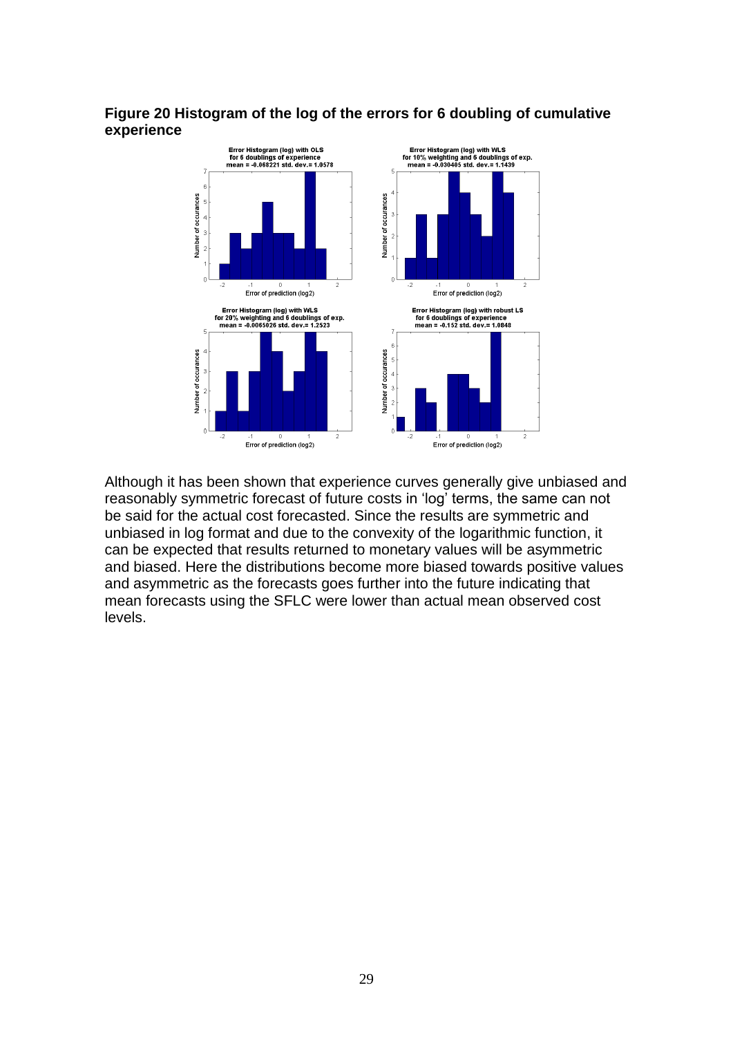**Figure 20 Histogram of the log of the errors for 6 doubling of cumulative experience**

Although it has been shown that experience curves generally give unbiased and reasonably symmetric forecast of future costs in 'log' terms, the same can not be said for the actual cost forecasted. Since the results are symmetric and unbiased in log format and due to the convexity of the logarithmic function, it can be expected that results returned to monetary values will be asymmetric and biased. Here the distributions become more biased towards positive values and asymmetric as the forecasts goes further into the future indicating that mean forecasts using the SFLC were lower than actual mean observed cost levels.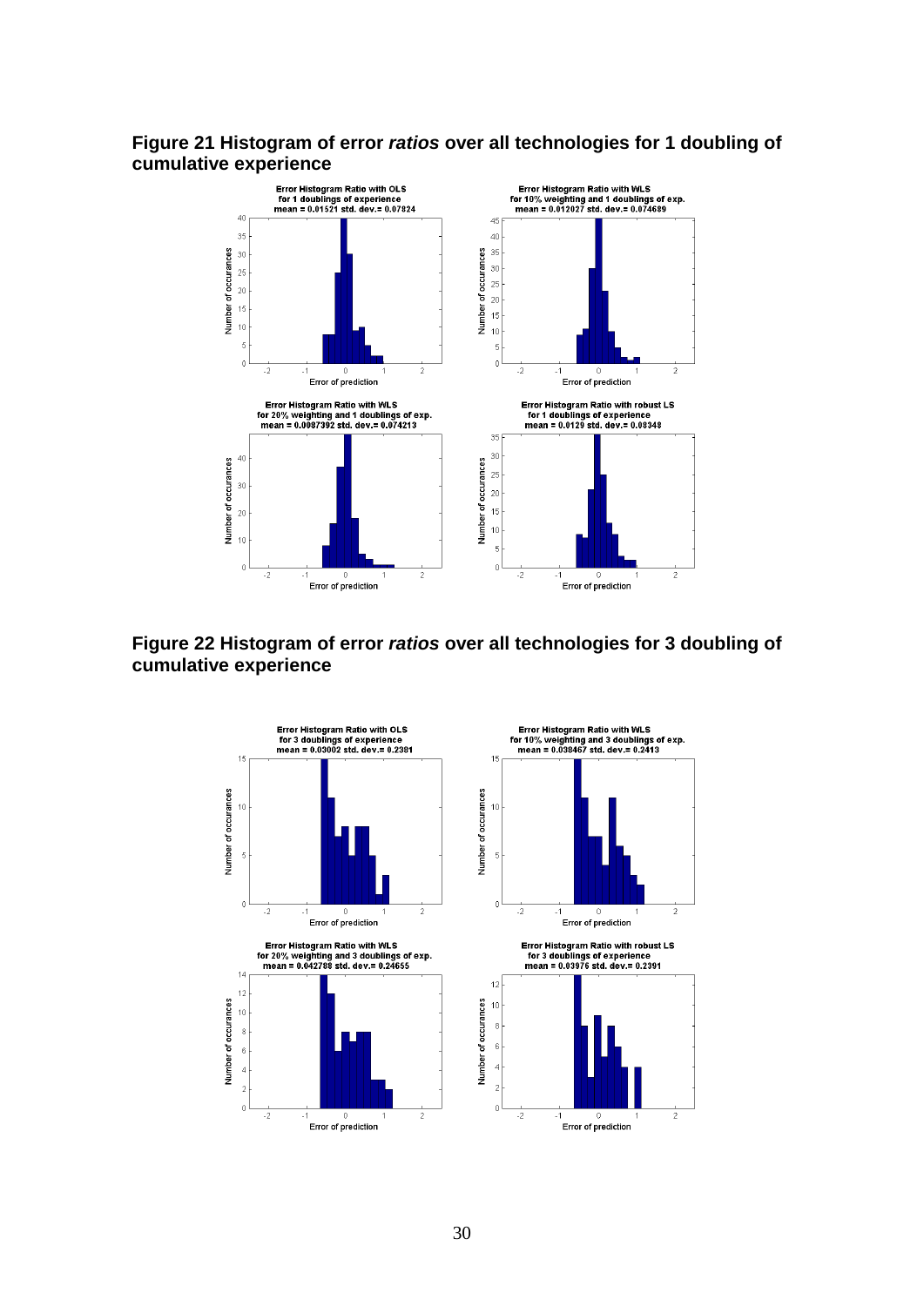**Figure 21 Histogram of error *ratios* over all technologies for 1 doubling of cumulative experience**

**Figure 22 Histogram of error *ratios* over all technologies for 3 doubling of cumulative experience**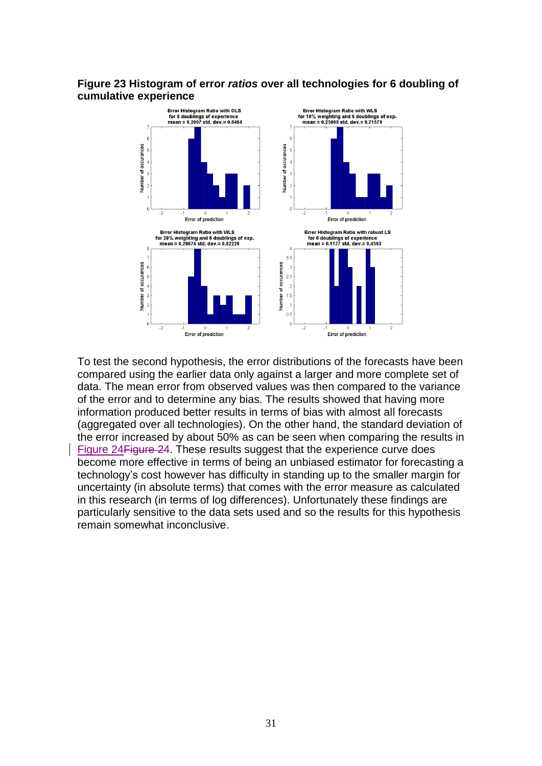**Figure 23 Histogram of error *ratios* over all technologies for 6 doubling of cumulative experience**

To test the second hypothesis, the error distributions of the forecasts have been compared using the earlier data only against a larger and more complete set of data. The mean error from observed values was then compared to the variance of the error and to determine any bias. The results showed that having more information produced better results in terms of bias with almost all forecasts (aggregated over all technologies). On the other hand, the standard deviation of the error increased by about 50% as can be seen when comparing the results in Figure 24Figure 24. These results suggest that the experience curve does become more effective in terms of being an unbiased estimator for forecasting a technology's cost however has difficulty in standing up to the smaller margin for uncertainty (in absolute terms) that comes with the error measure as calculated in this research (in terms of log differences). Unfortunately these findings are particularly sensitive to the data sets used and so the results for this hypothesis remain somewhat inconclusive.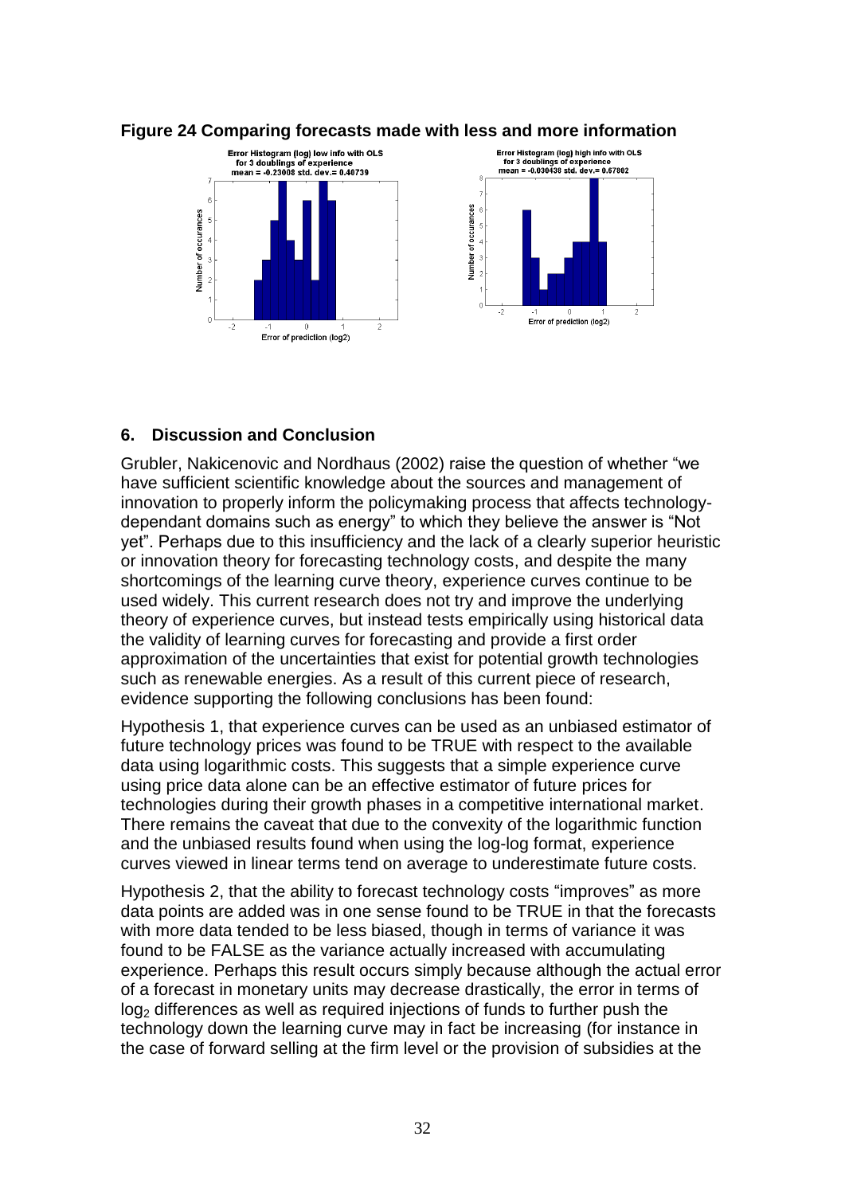**Figure 24 Comparing forecasts made with less and more information**

## 6. Discussion and Conclusion

Grubler, Nakicenovic and Nordhaus (2002) raise the question of whether "we have sufficient scientific knowledge about the sources and management of innovation to properly inform the policymaking process that affects technology-dependant domains such as energy" to which they believe the answer is "Not yet". Perhaps due to this insufficiency and the lack of a clearly superior heuristic or innovation theory for forecasting technology costs, and despite the many shortcomings of the learning curve theory, experience curves continue to be used widely. This current research does not try and improve the underlying theory of experience curves, but instead tests empirically using historical data the validity of learning curves for forecasting and provide a first order approximation of the uncertainties that exist for potential growth technologies such as renewable energies. As a result of this current piece of research, evidence supporting the following conclusions has been found:

Hypothesis 1, that experience curves can be used as an unbiased estimator of future technology prices was found to be TRUE with respect to the available data using logarithmic costs. This suggests that a simple experience curve using price data alone can be an effective estimator of future prices for technologies during their growth phases in a competitive international market. There remains the caveat that due to the convexity of the logarithmic function and the unbiased results found when using the log-log format, experience curves viewed in linear terms tend on average to underestimate future costs.

Hypothesis 2, that the ability to forecast technology costs "improves" as more data points are added was in one sense found to be TRUE in that the forecasts with more data tended to be less biased, though in terms of variance it was found to be FALSE as the variance actually increased with accumulating experience. Perhaps this result occurs simply because although the actual error of a forecast in monetary units may decrease drastically, the error in terms of $\log_2$ differences as well as required injections of funds to further push the technology down the learning curve may in fact be increasing (for instance in the case of forward selling at the firm level or the provision of subsidies at the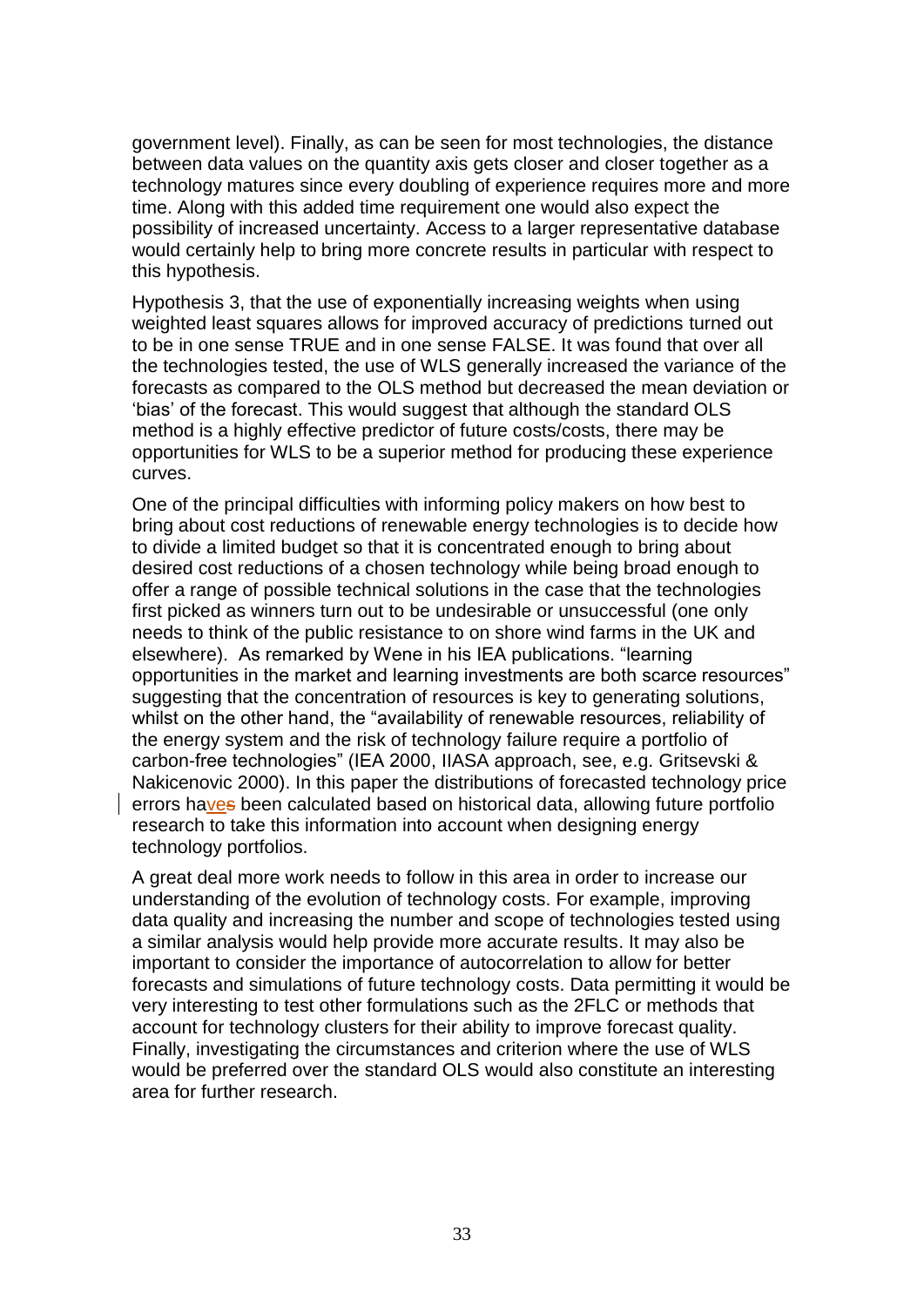government level). Finally, as can be seen for most technologies, the distance between data values on the quantity axis gets closer and closer together as a technology matures since every doubling of experience requires more and more time. Along with this added time requirement one would also expect the possibility of increased uncertainty. Access to a larger representative database would certainly help to bring more concrete results in particular with respect to this hypothesis.

Hypothesis 3, that the use of exponentially increasing weights when using weighted least squares allows for improved accuracy of predictions turned out to be in one sense TRUE and in one sense FALSE. It was found that over all the technologies tested, the use of WLS generally increased the variance of the forecasts as compared to the OLS method but decreased the mean deviation or 'bias' of the forecast. This would suggest that although the standard OLS method is a highly effective predictor of future costs/costs, there may be opportunities for WLS to be a superior method for producing these experience curves.

One of the principal difficulties with informing policy makers on how best to bring about cost reductions of renewable energy technologies is to decide how to divide a limited budget so that it is concentrated enough to bring about desired cost reductions of a chosen technology while being broad enough to offer a range of possible technical solutions in the case that the technologies first picked as winners turn out to be undesirable or unsuccessful (one only needs to think of the public resistance to on shore wind farms in the UK and elsewhere). As remarked by Wene in his IEA publications. "learning opportunities in the market and learning investments are both scarce resources" suggesting that the concentration of resources is key to generating solutions, whilst on the other hand, the "availability of renewable resources, reliability of the energy system and the risk of technology failure require a portfolio of carbon-free technologies" (IEA 2000, IIASA approach, see, e.g. Gritsevski & Nakicenovic 2000). In this paper the distributions of forecasted technology price errors haves been calculated based on historical data, allowing future portfolio research to take this information into account when designing energy technology portfolios.

A great deal more work needs to follow in this area in order to increase our understanding of the evolution of technology costs. For example, improving data quality and increasing the number and scope of technologies tested using a similar analysis would help provide more accurate results. It may also be important to consider the importance of autocorrelation to allow for better forecasts and simulations of future technology costs. Data permitting it would be very interesting to test other formulations such as the 2FLC or methods that account for technology clusters for their ability to improve forecast quality. Finally, investigating the circumstances and criterion where the use of WLS would be preferred over the standard OLS would also constitute an interesting area for further research.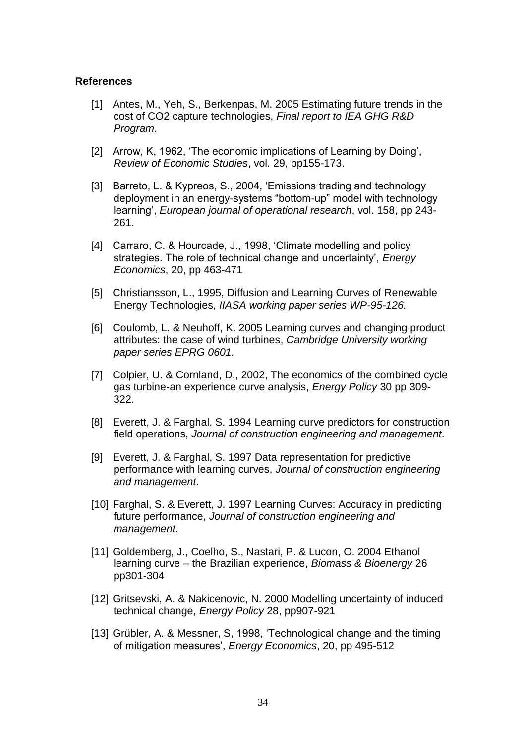**References**

[1] Antes, M., Yeh, S., Berkenpas, M. 2005 Estimating future trends in the cost of CO2 capture technologies, *Final report to IEA GHG R&D Program.*

[2] Arrow, K, 1962, 'The economic implications of Learning by Doing', *Review of Economic Studies*, vol. 29, pp155-173.

[3] Barreto, L. & Kypreos, S., 2004, 'Emissions trading and technology deployment in an energy-systems "bottom-up" model with technology learning', *European journal of operational research*, vol. 158, pp 243-261.

[4] Carraro, C. & Hourcade, J., 1998, 'Climate modelling and policy strategies. The role of technical change and uncertainty', *Energy Economics*, 20, pp 463-471

[5] Christiansson, L., 1995, Diffusion and Learning Curves of Renewable Energy Technologies, *IIASA working paper series WP-95-126.*

[6] Coulomb, L. & Neuhoff, K. 2005 Learning curves and changing product attributes: the case of wind turbines, *Cambridge University working paper series EPRG 0601.*

[7] Colpier, U. & Cornland, D., 2002, The economics of the combined cycle gas turbine-an experience curve analysis, *Energy Policy* 30 pp 309-322.

[8] Everett, J. & Farghal, S. 1994 Learning curve predictors for construction field operations, *Journal of construction engineering and management.*

[9] Everett, J. & Farghal, S. 1997 Data representation for predictive performance with learning curves, *Journal of construction engineering and management.*

[10] Farghal, S. & Everett, J. 1997 Learning Curves: Accuracy in predicting future performance, *Journal of construction engineering and management.*

[11] Goldemberg, J., Coelho, S., Nastari, P. & Lucon, O. 2004 Ethanol learning curve – the Brazilian experience, *Biomass & Bioenergy* 26 pp301-304

[12] Gritsevski, A. & Nakicenovic, N. 2000 Modelling uncertainty of induced technical change, *Energy Policy* 28, pp907-921

[13] Grübler, A. & Messner, S, 1998, 'Technological change and the timing of mitigation measures', *Energy Economics*, 20, pp 495-512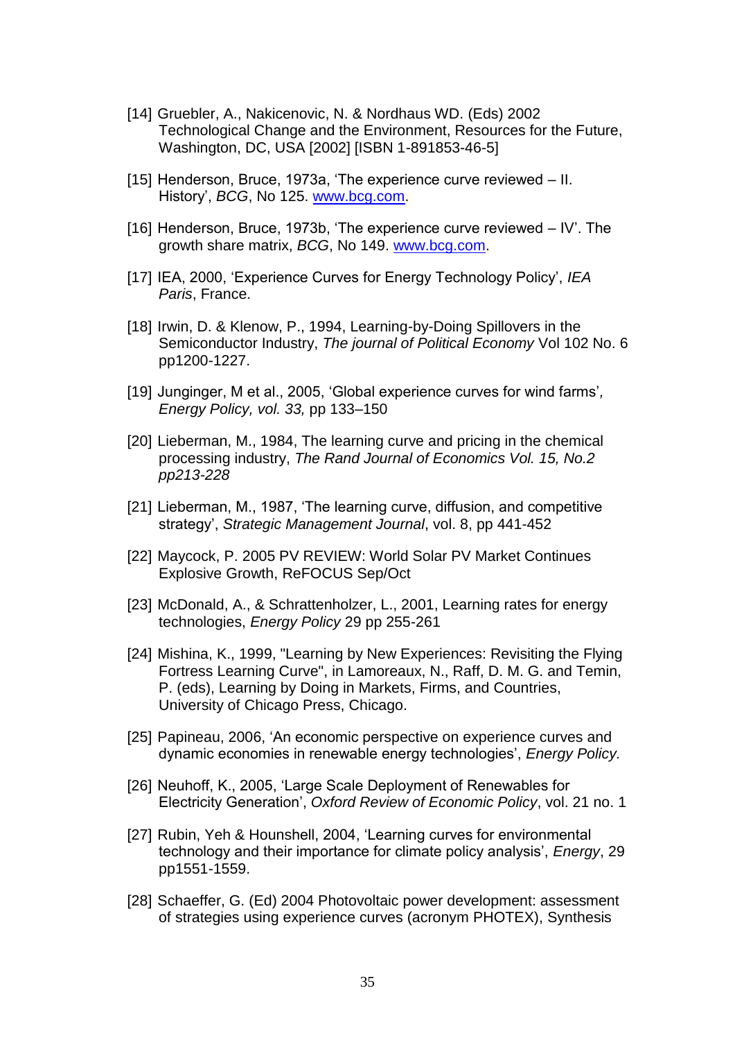[14] Gruebler, A., Nakicenovic, N. & Nordhaus WD. (Eds) 2002 Technological Change and the Environment, Resources for the Future, Washington, DC, USA [2002] [ISBN 1-891853-46-5]

[15] Henderson, Bruce, 1973a, 'The experience curve reviewed – II. History', *BCG*, No 125. www.bcg.com.

[16] Henderson, Bruce, 1973b, 'The experience curve reviewed – IV'. The growth share matrix, *BCG*, No 149. www.bcg.com.

[17] IEA, 2000, 'Experience Curves for Energy Technology Policy', *IEA Paris*, France.

[18] Irwin, D. & Klenow, P., 1994, Learning-by-Doing Spillovers in the Semiconductor Industry, *The journal of Political Economy* Vol 102 No. 6 pp1200-1227.

[19] Junginger, M et al., 2005, 'Global experience curves for wind farms', *Energy Policy, vol. 33,* pp 133–150

[20] Lieberman, M., 1984, The learning curve and pricing in the chemical processing industry, *The Rand Journal of Economics Vol. 15, No.2 pp213-228*

[21] Lieberman, M., 1987, 'The learning curve, diffusion, and competitive strategy', *Strategic Management Journal*, vol. 8, pp 441-452

[22] Maycock, P. 2005 PV REVIEW: World Solar PV Market Continues Explosive Growth, ReFOCUS Sep/Oct

[23] McDonald, A., & Schrattenholzer, L., 2001, Learning rates for energy technologies, *Energy Policy* 29 pp 255-261

[24] Mishina, K., 1999, "Learning by New Experiences: Revisiting the Flying Fortress Learning Curve", in Lamoreaux, N., Raff, D. M. G. and Temin, P. (eds), Learning by Doing in Markets, Firms, and Countries, University of Chicago Press, Chicago.

[25] Papineau, 2006, 'An economic perspective on experience curves and dynamic economies in renewable energy technologies', *Energy Policy.*

[26] Neuhoff, K., 2005, 'Large Scale Deployment of Renewables for Electricity Generation', *Oxford Review of Economic Policy*, vol. 21 no. 1

[27] Rubin, Yeh & Hounshell, 2004, 'Learning curves for environmental technology and their importance for climate policy analysis', *Energy*, 29 pp1551-1559.

[28] Schaeffer, G. (Ed) 2004 Photovoltaic power development: assessment of strategies using experience curves (acronym PHOTEX), Synthesis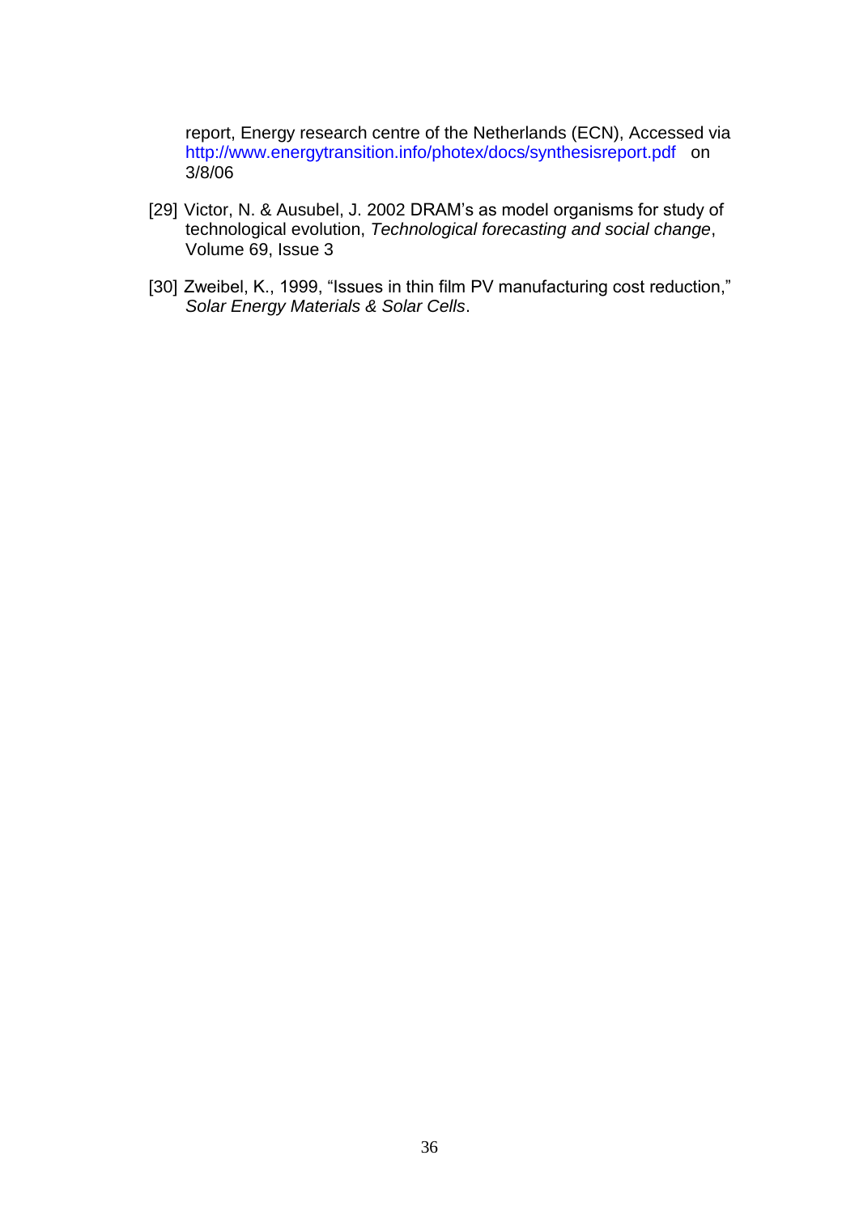report, Energy research centre of the Netherlands (ECN), Accessed via http://www.energytransition.info/photex/docs/synthesisreport.pdf on 3/8/06

[29] Victor, N. & Ausubel, J. 2002 DRAM's as model organisms for study of technological evolution, *Technological forecasting and social change*, Volume 69, Issue 3

[30] Zweibel, K., 1999, "Issues in thin film PV manufacturing cost reduction," *Solar Energy Materials & Solar Cells*.